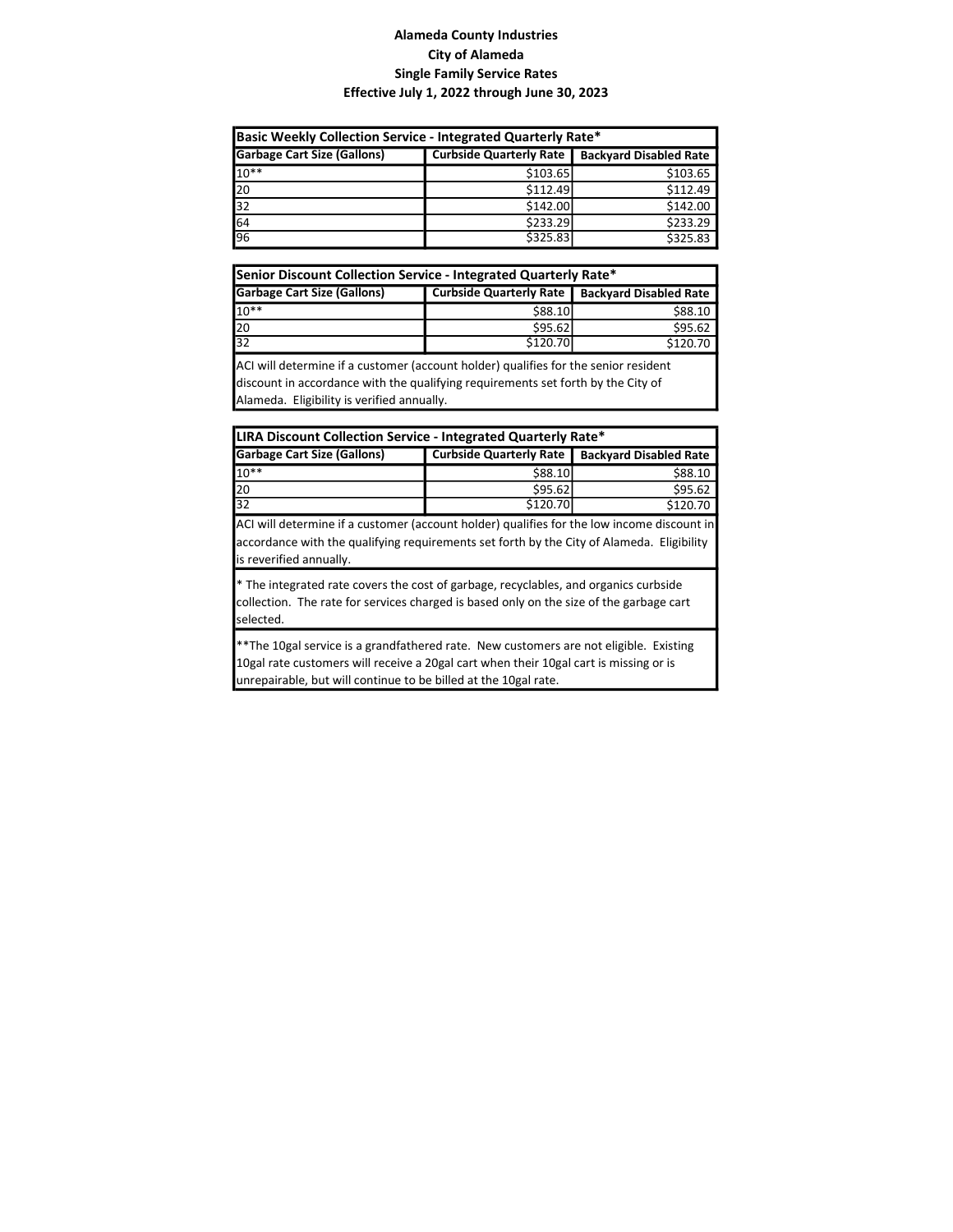**Alameda County Industries**

**City of Alameda**

**Single Family Service Rates**

**Effective July 1, 2022 through June 30, 2023**

| Basic Weekly Collection Service - Integrated Quarterly Rate* | | |
|---|---|---|
| **Garbage Cart Size (Gallons)** | **Curbside Quarterly Rate** | **Backyard Disabled Rate** |
| 10** | $103.65 | $103.65 |
| 20 | $112.49 | $112.49 |
| 32 | $142.00 | $142.00 |
| 64 | $233.29 | $233.29 |
| 96 | $325.83 | $325.83 |

| Senior Discount Collection Service - Integrated Quarterly Rate* | | |
|---|---|---|
| **Garbage Cart Size (Gallons)** | **Curbside Quarterly Rate** | **Backyard Disabled Rate** |
| 10** | $88.10 | $88.10 |
| 20 | $95.62 | $95.62 |
| 32 | $120.70 | $120.70 |

ACI will determine if a customer (account holder) qualifies for the senior resident discount in accordance with the qualifying requirements set forth by the City of Alameda. Eligibility is verified annually.

| LIRA Discount Collection Service - Integrated Quarterly Rate* | | |
|---|---|---|
| **Garbage Cart Size (Gallons)** | **Curbside Quarterly Rate** | **Backyard Disabled Rate** |
| 10** | $88.10 | $88.10 |
| 20 | $95.62 | $95.62 |
| 32 | $120.70 | $120.70 |

ACI will determine if a customer (account holder) qualifies for the low income discount in accordance with the qualifying requirements set forth by the City of Alameda. Eligibility is reverified annually.

* The integrated rate covers the cost of garbage, recyclables, and organics curbside collection. The rate for services charged is based only on the size of the garbage cart selected.

**The 10gal service is a grandfathered rate. New customers are not eligible. Existing 10gal rate customers will receive a 20gal cart when their 10gal cart is missing or is unrepairable, but will continue to be billed at the 10gal rate.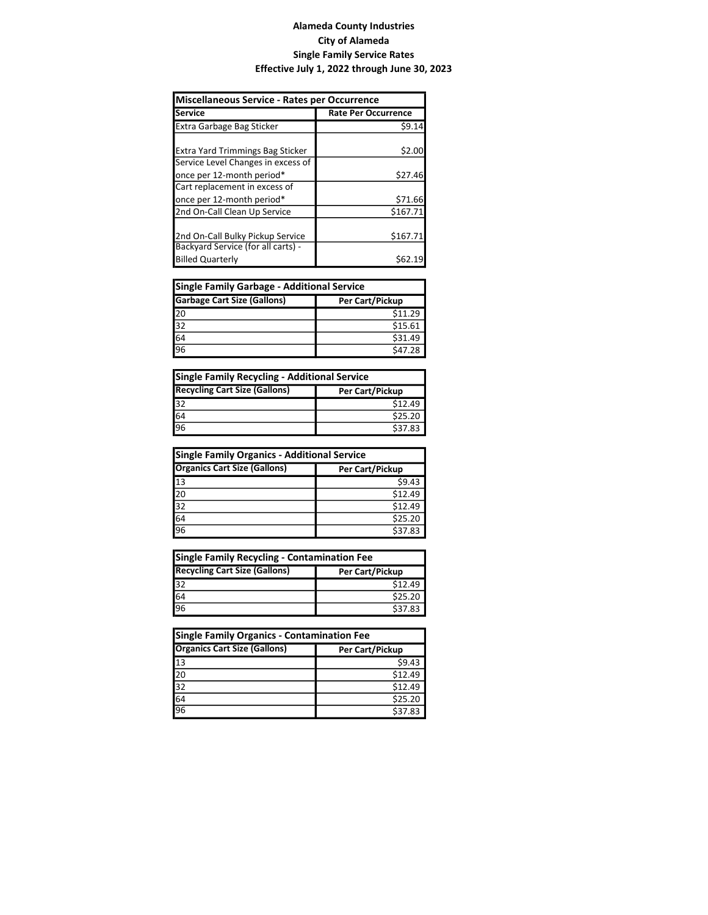# Alameda County Industries
## City of Alameda
## Single Family Service Rates
## Effective July 1, 2022 through June 30, 2023

| Miscellaneous Service - Rates per Occurrence | |
|---|---|
| **Service** | **Rate Per Occurrence** |
| Extra Garbage Bag Sticker | $9.14 |
| Extra Yard Trimmings Bag Sticker | $2.00 |
| Service Level Changes in excess of once per 12-month period* | $27.46 |
| Cart replacement in excess of once per 12-month period* | $71.66 |
| 2nd On-Call Clean Up Service | $167.71 |
| 2nd On-Call Bulky Pickup Service | $167.71 |
| Backyard Service (for all carts) - Billed Quarterly | $62.19 |

| Single Family Garbage - Additional Service | |
|---|---|
| **Garbage Cart Size (Gallons)** | **Per Cart/Pickup** |
| 20 | $11.29 |
| 32 | $15.61 |
| 64 | $31.49 |
| 96 | $47.28 |

| Single Family Recycling - Additional Service | |
|---|---|
| **Recycling Cart Size (Gallons)** | **Per Cart/Pickup** |
| 32 | $12.49 |
| 64 | $25.20 |
| 96 | $37.83 |

| Single Family Organics - Additional Service | |
|---|---|
| **Organics Cart Size (Gallons)** | **Per Cart/Pickup** |
| 13 | $9.43 |
| 20 | $12.49 |
| 32 | $12.49 |
| 64 | $25.20 |
| 96 | $37.83 |

| Single Family Recycling - Contamination Fee | |
|---|---|
| **Recycling Cart Size (Gallons)** | **Per Cart/Pickup** |
| 32 | $12.49 |
| 64 | $25.20 |
| 96 | $37.83 |

| Single Family Organics - Contamination Fee | |
|---|---|
| **Organics Cart Size (Gallons)** | **Per Cart/Pickup** |
| 13 | $9.43 |
| 20 | $12.49 |
| 32 | $12.49 |
| 64 | $25.20 |
| 96 | $37.83 |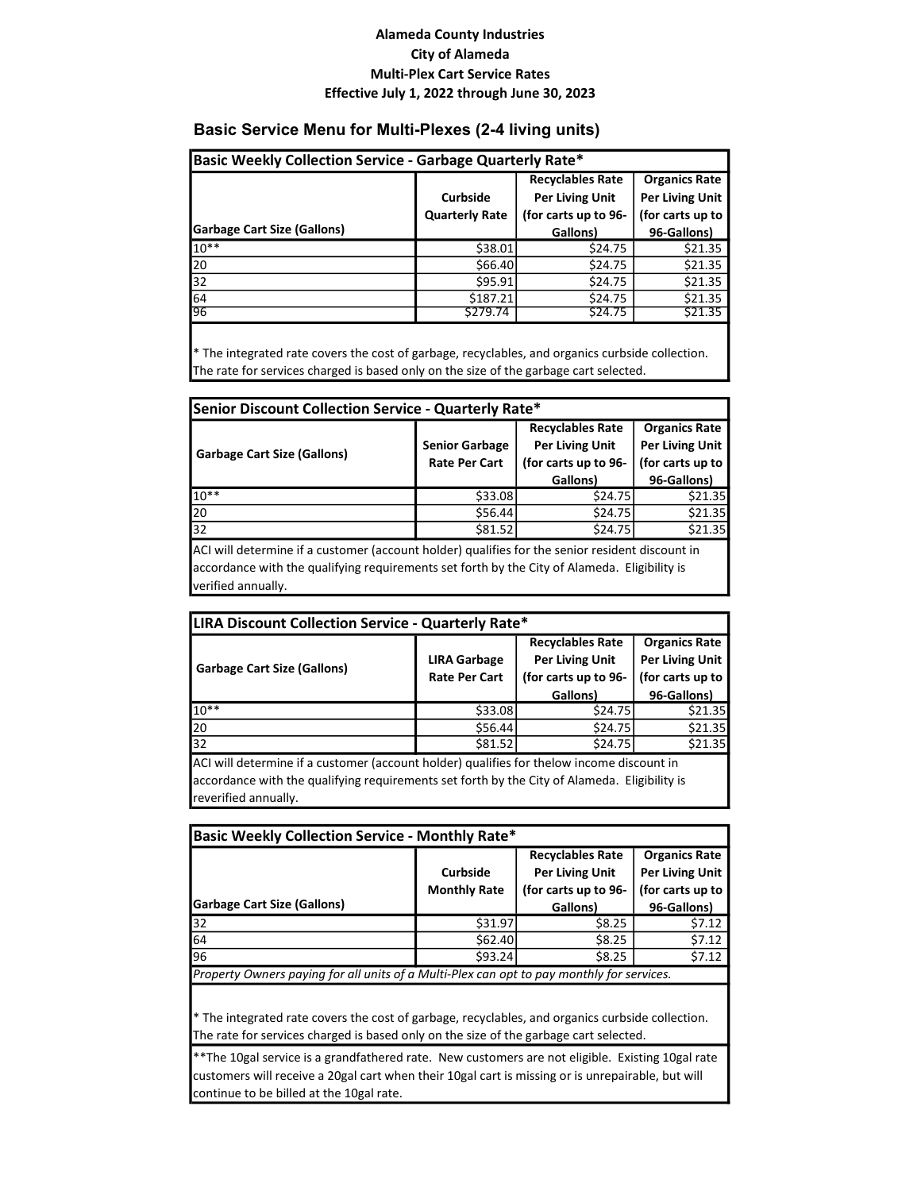**Alameda County Industries**
**City of Alameda**
**Multi-Plex Cart Service Rates**
**Effective July 1, 2022 through June 30, 2023**

## Basic Service Menu for Multi-Plexes (2-4 living units)

| Basic Weekly Collection Service - Garbage Quarterly Rate* | | | |
|---|---|---|---|
| **Garbage Cart Size (Gallons)** | **Curbside Quarterly Rate** | **Recyclables Rate Per Living Unit (for carts up to 96-Gallons)** | **Organics Rate Per Living Unit (for carts up to 96-Gallons)** |
| 10** | $38.01 | $24.75 | $21.35 |
| 20 | $66.40 | $24.75 | $21.35 |
| 32 | $95.91 | $24.75 | $21.35 |
| 64 | $187.21 | $24.75 | $21.35 |
| 96 | $279.74 | $24.75 | $21.35 |

* The integrated rate covers the cost of garbage, recyclables, and organics curbside collection. The rate for services charged is based only on the size of the garbage cart selected.

| Senior Discount Collection Service - Quarterly Rate* | | | |
|---|---|---|---|
| **Garbage Cart Size (Gallons)** | **Senior Garbage Rate Per Cart** | **Recyclables Rate Per Living Unit (for carts up to 96-Gallons)** | **Organics Rate Per Living Unit (for carts up to 96-Gallons)** |
| 10** | $33.08 | $24.75 | $21.35 |
| 20 | $56.44 | $24.75 | $21.35 |
| 32 | $81.52 | $24.75 | $21.35 |

ACI will determine if a customer (account holder) qualifies for the senior resident discount in accordance with the qualifying requirements set forth by the City of Alameda. Eligibility is verified annually.

| LIRA Discount Collection Service - Quarterly Rate* | | | |
|---|---|---|---|
| **Garbage Cart Size (Gallons)** | **LIRA Garbage Rate Per Cart** | **Recyclables Rate Per Living Unit (for carts up to 96-Gallons)** | **Organics Rate Per Living Unit (for carts up to 96-Gallons)** |
| 10** | $33.08 | $24.75 | $21.35 |
| 20 | $56.44 | $24.75 | $21.35 |
| 32 | $81.52 | $24.75 | $21.35 |

ACI will determine if a customer (account holder) qualifies for thelow income discount in accordance with the qualifying requirements set forth by the City of Alameda. Eligibility is reverified annually.

| Basic Weekly Collection Service - Monthly Rate* | | | |
|---|---|---|---|
| **Garbage Cart Size (Gallons)** | **Curbside Monthly Rate** | **Recyclables Rate Per Living Unit (for carts up to 96-Gallons)** | **Organics Rate Per Living Unit (for carts up to 96-Gallons)** |
| 32 | $31.97 | $8.25 | $7.12 |
| 64 | $62.40 | $8.25 | $7.12 |
| 96 | $93.24 | $8.25 | $7.12 |

*Property Owners paying for all units of a Multi-Plex can opt to pay monthly for services.*

* The integrated rate covers the cost of garbage, recyclables, and organics curbside collection. The rate for services charged is based only on the size of the garbage cart selected.

**The 10gal service is a grandfathered rate. New customers are not eligible. Existing 10gal rate customers will receive a 20gal cart when their 10gal cart is missing or is unrepairable, but will continue to be billed at the 10gal rate.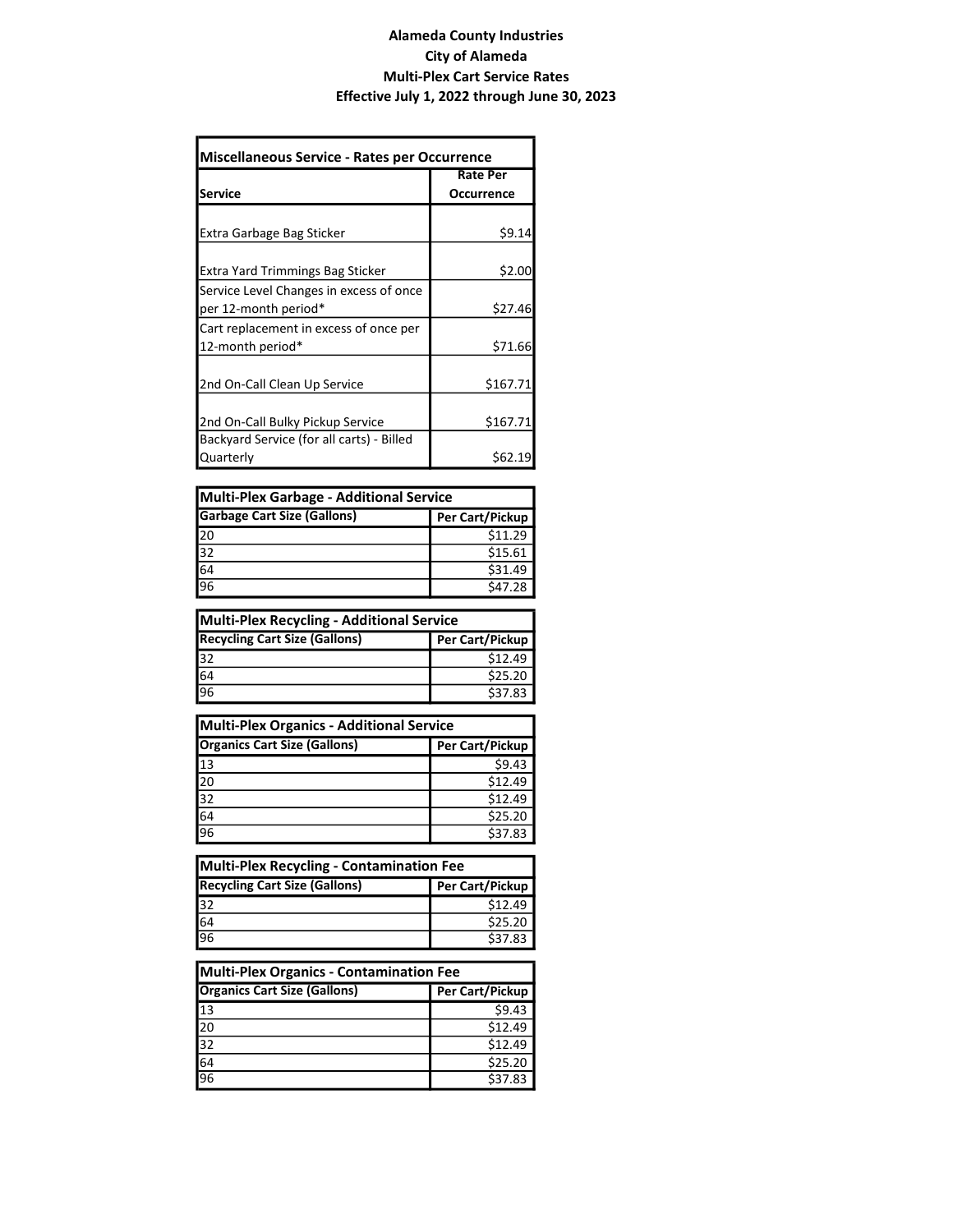# Alameda County Industries
## City of Alameda
## Multi-Plex Cart Service Rates
## Effective July 1, 2022 through June 30, 2023

| Miscellaneous Service - Rates per Occurrence | |
|---|---|
| **Service** | **Rate Per Occurrence** |
| Extra Garbage Bag Sticker | $9.14 |
| Extra Yard Trimmings Bag Sticker | $2.00 |
| Service Level Changes in excess of once per 12-month period* | $27.46 |
| Cart replacement in excess of once per 12-month period* | $71.66 |
| 2nd On-Call Clean Up Service | $167.71 |
| 2nd On-Call Bulky Pickup Service | $167.71 |
| Backyard Service (for all carts) - Billed Quarterly | $62.19 |

| Multi-Plex Garbage - Additional Service | |
|---|---|
| **Garbage Cart Size (Gallons)** | **Per Cart/Pickup** |
| 20 | $11.29 |
| 32 | $15.61 |
| 64 | $31.49 |
| 96 | $47.28 |

| Multi-Plex Recycling - Additional Service | |
|---|---|
| **Recycling Cart Size (Gallons)** | **Per Cart/Pickup** |
| 32 | $12.49 |
| 64 | $25.20 |
| 96 | $37.83 |

| Multi-Plex Organics - Additional Service | |
|---|---|
| **Organics Cart Size (Gallons)** | **Per Cart/Pickup** |
| 13 | $9.43 |
| 20 | $12.49 |
| 32 | $12.49 |
| 64 | $25.20 |
| 96 | $37.83 |

| Multi-Plex Recycling - Contamination Fee | |
|---|---|
| **Recycling Cart Size (Gallons)** | **Per Cart/Pickup** |
| 32 | $12.49 |
| 64 | $25.20 |
| 96 | $37.83 |

| Multi-Plex Organics - Contamination Fee | |
|---|---|
| **Organics Cart Size (Gallons)** | **Per Cart/Pickup** |
| 13 | $9.43 |
| 20 | $12.49 |
| 32 | $12.49 |
| 64 | $25.20 |
| 96 | $37.83 |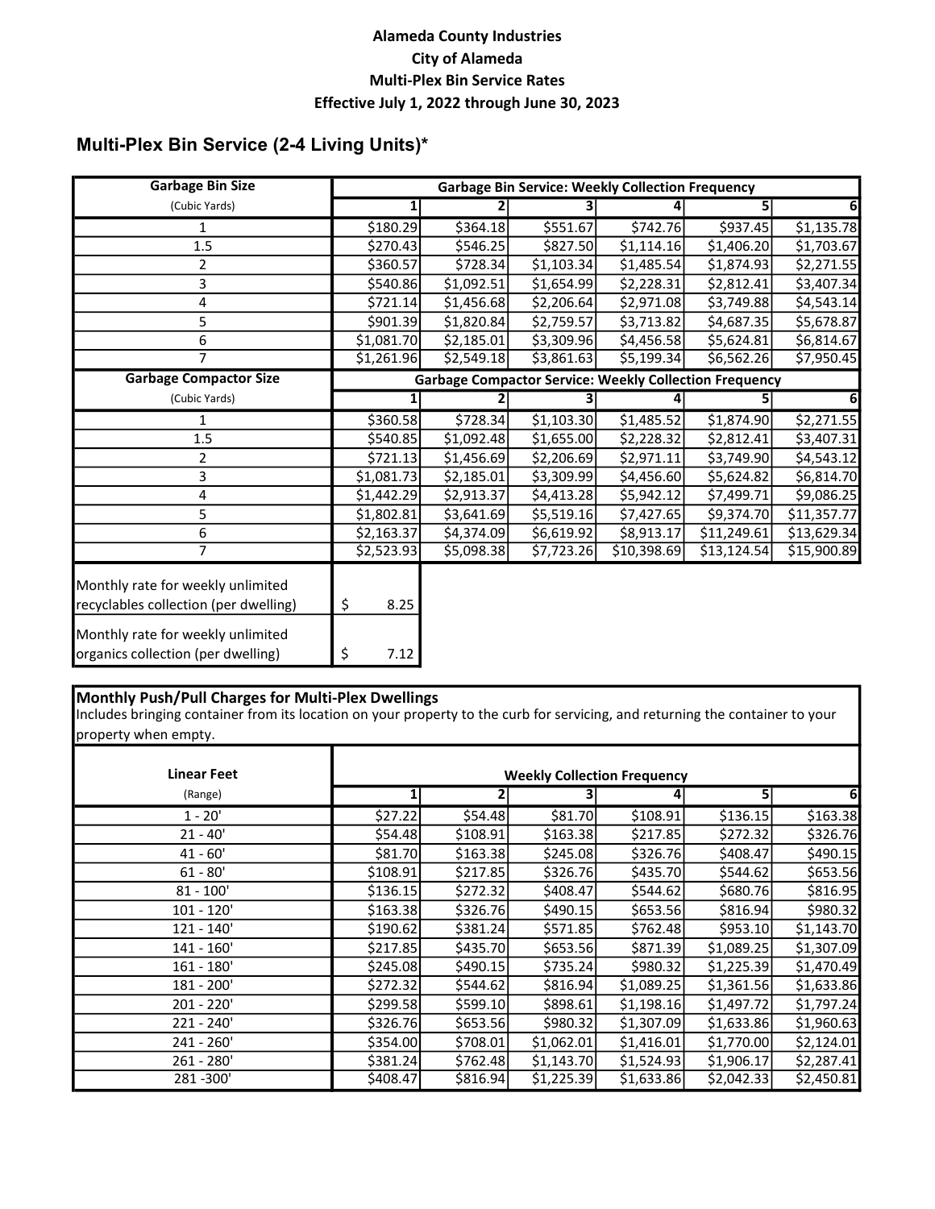**Alameda County Industries**
**City of Alameda**
**Multi-Plex Bin Service Rates**
**Effective July 1, 2022 through June 30, 2023**

## Multi-Plex Bin Service (2-4 Living Units)*

| Garbage Bin Size | Garbage Bin Service: Weekly Collection Frequency | | | | | |
|---|---|---|---|---|---|---|
| (Cubic Yards) | 1 | 2 | 3 | 4 | 5 | 6 |
| 1 | $180.29 | $364.18 | $551.67 | $742.76 | $937.45 | $1,135.78 |
| 1.5 | $270.43 | $546.25 | $827.50 | $1,114.16 | $1,406.20 | $1,703.67 |
| 2 | $360.57 | $728.34 | $1,103.34 | $1,485.54 | $1,874.93 | $2,271.55 |
| 3 | $540.86 | $1,092.51 | $1,654.99 | $2,228.31 | $2,812.41 | $3,407.34 |
| 4 | $721.14 | $1,456.68 | $2,206.64 | $2,971.08 | $3,749.88 | $4,543.14 |
| 5 | $901.39 | $1,820.84 | $2,759.57 | $3,713.82 | $4,687.35 | $5,678.87 |
| 6 | $1,081.70 | $2,185.01 | $3,309.96 | $4,456.58 | $5,624.81 | $6,814.67 |
| 7 | $1,261.96 | $2,549.18 | $3,861.63 | $5,199.34 | $6,562.26 | $7,950.45 |
| **Garbage Compactor Size** | **Garbage Compactor Service: Weekly Collection Frequency** | | | | | |
| (Cubic Yards) | 1 | 2 | 3 | 4 | 5 | 6 |
| 1 | $360.58 | $728.34 | $1,103.30 | $1,485.52 | $1,874.90 | $2,271.55 |
| 1.5 | $540.85 | $1,092.48 | $1,655.00 | $2,228.32 | $2,812.41 | $3,407.31 |
| 2 | $721.13 | $1,456.69 | $2,206.69 | $2,971.11 | $3,749.90 | $4,543.12 |
| 3 | $1,081.73 | $2,185.01 | $3,309.99 | $4,456.60 | $5,624.82 | $6,814.70 |
| 4 | $1,442.29 | $2,913.37 | $4,413.28 | $5,942.12 | $7,499.71 | $9,086.25 |
| 5 | $1,802.81 | $3,641.69 | $5,519.16 | $7,427.65 | $9,374.70 | $11,357.77 |
| 6 | $2,163.37 | $4,374.09 | $6,619.92 | $8,913.17 | $11,249.61 | $13,629.34 |
| 7 | $2,523.93 | $5,098.38 | $7,723.26 | $10,398.69 | $13,124.54 | $15,900.89 |

| | |
|---|---|
| Monthly rate for weekly unlimited recyclables collection (per dwelling) | $ 8.25 |
| Monthly rate for weekly unlimited organics collection (per dwelling) | $ 7.12 |

**Monthly Push/Pull Charges for Multi-Plex Dwellings**
Includes bringing container from its location on your property to the curb for servicing, and returning the container to your property when empty.

| Linear Feet | Weekly Collection Frequency | | | | | |
|---|---|---|---|---|---|---|
| (Range) | 1 | 2 | 3 | 4 | 5 | 6 |
| 1 - 20' | $27.22 | $54.48 | $81.70 | $108.91 | $136.15 | $163.38 |
| 21 - 40' | $54.48 | $108.91 | $163.38 | $217.85 | $272.32 | $326.76 |
| 41 - 60' | $81.70 | $163.38 | $245.08 | $326.76 | $408.47 | $490.15 |
| 61 - 80' | $108.91 | $217.85 | $326.76 | $435.70 | $544.62 | $653.56 |
| 81 - 100' | $136.15 | $272.32 | $408.47 | $544.62 | $680.76 | $816.95 |
| 101 - 120' | $163.38 | $326.76 | $490.15 | $653.56 | $816.94 | $980.32 |
| 121 - 140' | $190.62 | $381.24 | $571.85 | $762.48 | $953.10 | $1,143.70 |
| 141 - 160' | $217.85 | $435.70 | $653.56 | $871.39 | $1,089.25 | $1,307.09 |
| 161 - 180' | $245.08 | $490.15 | $735.24 | $980.32 | $1,225.39 | $1,470.49 |
| 181 - 200' | $272.32 | $544.62 | $816.94 | $1,089.25 | $1,361.56 | $1,633.86 |
| 201 - 220' | $299.58 | $599.10 | $898.61 | $1,198.16 | $1,497.72 | $1,797.24 |
| 221 - 240' | $326.76 | $653.56 | $980.32 | $1,307.09 | $1,633.86 | $1,960.63 |
| 241 - 260' | $354.00 | $708.01 | $1,062.01 | $1,416.01 | $1,770.00 | $2,124.01 |
| 261 - 280' | $381.24 | $762.48 | $1,143.70 | $1,524.93 | $1,906.17 | $2,287.41 |
| 281 -300' | $408.47 | $816.94 | $1,225.39 | $1,633.86 | $2,042.33 | $2,450.81 |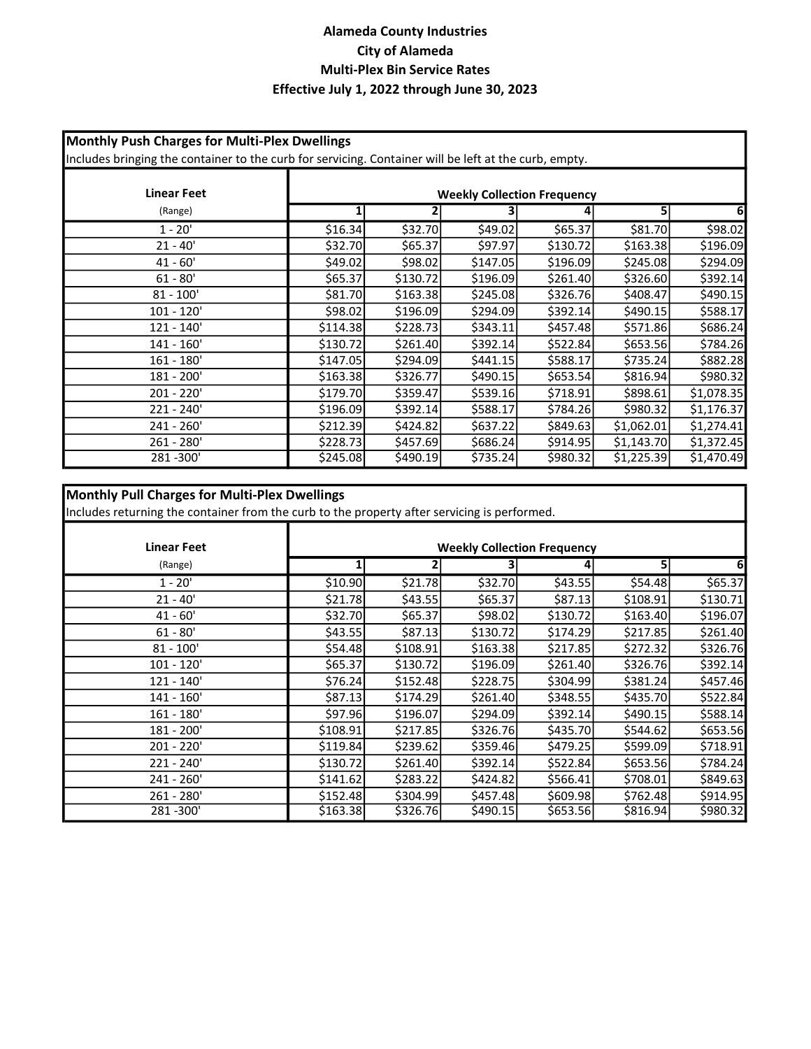# Alameda County Industries
## City of Alameda
## Multi-Plex Bin Service Rates
## Effective July 1, 2022 through June 30, 2023

**Monthly Push Charges for Multi-Plex Dwellings**

Includes bringing the container to the curb for servicing. Container will be left at the curb, empty.

| Linear Feet (Range) | Weekly Collection Frequency | | | | | |
|---|---|---|---|---|---|---|
| | 1 | 2 | 3 | 4 | 5 | 6 |
| 1 - 20' | $16.34 | $32.70 | $49.02 | $65.37 | $81.70 | $98.02 |
| 21 - 40' | $32.70 | $65.37 | $97.97 | $130.72 | $163.38 | $196.09 |
| 41 - 60' | $49.02 | $98.02 | $147.05 | $196.09 | $245.08 | $294.09 |
| 61 - 80' | $65.37 | $130.72 | $196.09 | $261.40 | $326.60 | $392.14 |
| 81 - 100' | $81.70 | $163.38 | $245.08 | $326.76 | $408.47 | $490.15 |
| 101 - 120' | $98.02 | $196.09 | $294.09 | $392.14 | $490.15 | $588.17 |
| 121 - 140' | $114.38 | $228.73 | $343.11 | $457.48 | $571.86 | $686.24 |
| 141 - 160' | $130.72 | $261.40 | $392.14 | $522.84 | $653.56 | $784.26 |
| 161 - 180' | $147.05 | $294.09 | $441.15 | $588.17 | $735.24 | $882.28 |
| 181 - 200' | $163.38 | $326.77 | $490.15 | $653.54 | $816.94 | $980.32 |
| 201 - 220' | $179.70 | $359.47 | $539.16 | $718.91 | $898.61 | $1,078.35 |
| 221 - 240' | $196.09 | $392.14 | $588.17 | $784.26 | $980.32 | $1,176.37 |
| 241 - 260' | $212.39 | $424.82 | $637.22 | $849.63 | $1,062.01 | $1,274.41 |
| 261 - 280' | $228.73 | $457.69 | $686.24 | $914.95 | $1,143.70 | $1,372.45 |
| 281 -300' | $245.08 | $490.19 | $735.24 | $980.32 | $1,225.39 | $1,470.49 |

**Monthly Pull Charges for Multi-Plex Dwellings**

Includes returning the container from the curb to the property after servicing is performed.

| Linear Feet (Range) | Weekly Collection Frequency | | | | | |
|---|---|---|---|---|---|---|
| | 1 | 2 | 3 | 4 | 5 | 6 |
| 1 - 20' | $10.90 | $21.78 | $32.70 | $43.55 | $54.48 | $65.37 |
| 21 - 40' | $21.78 | $43.55 | $65.37 | $87.13 | $108.91 | $130.71 |
| 41 - 60' | $32.70 | $65.37 | $98.02 | $130.72 | $163.40 | $196.07 |
| 61 - 80' | $43.55 | $87.13 | $130.72 | $174.29 | $217.85 | $261.40 |
| 81 - 100' | $54.48 | $108.91 | $163.38 | $217.85 | $272.32 | $326.76 |
| 101 - 120' | $65.37 | $130.72 | $196.09 | $261.40 | $326.76 | $392.14 |
| 121 - 140' | $76.24 | $152.48 | $228.75 | $304.99 | $381.24 | $457.46 |
| 141 - 160' | $87.13 | $174.29 | $261.40 | $348.55 | $435.70 | $522.84 |
| 161 - 180' | $97.96 | $196.07 | $294.09 | $392.14 | $490.15 | $588.14 |
| 181 - 200' | $108.91 | $217.85 | $326.76 | $435.70 | $544.62 | $653.56 |
| 201 - 220' | $119.84 | $239.62 | $359.46 | $479.25 | $599.09 | $718.91 |
| 221 - 240' | $130.72 | $261.40 | $392.14 | $522.84 | $653.56 | $784.24 |
| 241 - 260' | $141.62 | $283.22 | $424.82 | $566.41 | $708.01 | $849.63 |
| 261 - 280' | $152.48 | $304.99 | $457.48 | $609.98 | $762.48 | $914.95 |
| 281 -300' | $163.38 | $326.76 | $490.15 | $653.56 | $816.94 | $980.32 |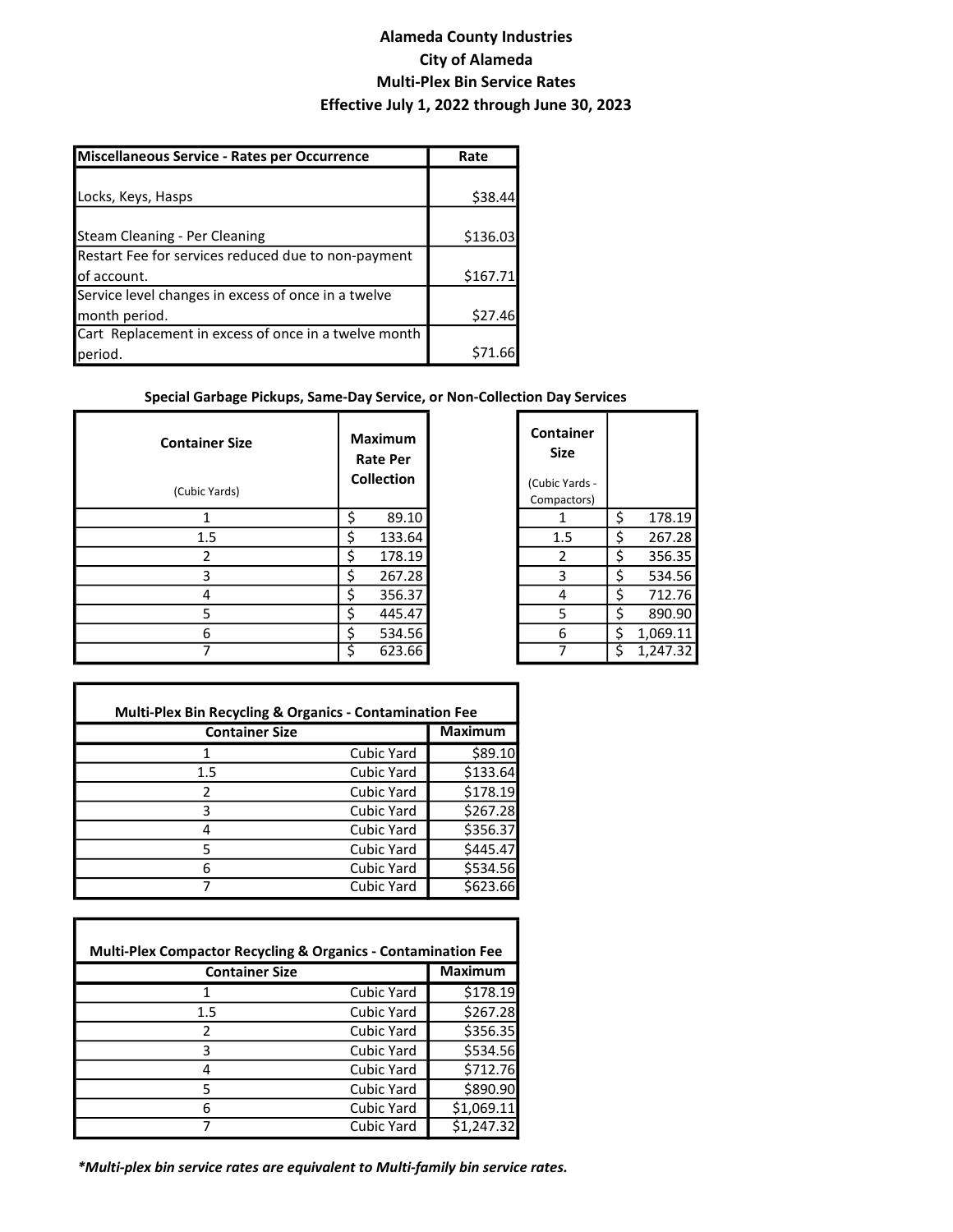# Alameda County Industries
## City of Alameda
## Multi-Plex Bin Service Rates
## Effective July 1, 2022 through June 30, 2023

| Miscellaneous Service - Rates per Occurrence | Rate |
|---|---|
| Locks, Keys, Hasps | $38.44 |
| Steam Cleaning - Per Cleaning | $136.03 |
| Restart Fee for services reduced due to non-payment of account. | $167.71 |
| Service level changes in excess of once in a twelve month period. | $27.46 |
| Cart Replacement in excess of once in a twelve month period. | $71.66 |

**Special Garbage Pickups, Same-Day Service, or Non-Collection Day Services**

| Container Size (Cubic Yards) | Maximum Rate Per Collection |
|---|---|
| 1 | $ 89.10 |
| 1.5 | $ 133.64 |
| 2 | $ 178.19 |
| 3 | $ 267.28 |
| 4 | $ 356.37 |
| 5 | $ 445.47 |
| 6 | $ 534.56 |
| 7 | $ 623.66 |

| Container Size (Cubic Yards - Compactors) | |
|---|---|
| 1 | $ 178.19 |
| 1.5 | $ 267.28 |
| 2 | $ 356.35 |
| 3 | $ 534.56 |
| 4 | $ 712.76 |
| 5 | $ 890.90 |
| 6 | $ 1,069.11 |
| 7 | $ 1,247.32 |

| Multi-Plex Bin Recycling & Organics - Contamination Fee | | |
|---|---|---|
| Container Size | | Maximum |
| 1 | Cubic Yard | $89.10 |
| 1.5 | Cubic Yard | $133.64 |
| 2 | Cubic Yard | $178.19 |
| 3 | Cubic Yard | $267.28 |
| 4 | Cubic Yard | $356.37 |
| 5 | Cubic Yard | $445.47 |
| 6 | Cubic Yard | $534.56 |
| 7 | Cubic Yard | $623.66 |

| Multi-Plex Compactor Recycling & Organics - Contamination Fee | | |
|---|---|---|
| Container Size | | Maximum |
| 1 | Cubic Yard | $178.19 |
| 1.5 | Cubic Yard | $267.28 |
| 2 | Cubic Yard | $356.35 |
| 3 | Cubic Yard | $534.56 |
| 4 | Cubic Yard | $712.76 |
| 5 | Cubic Yard | $890.90 |
| 6 | Cubic Yard | $1,069.11 |
| 7 | Cubic Yard | $1,247.32 |

***Multi-plex bin service rates are equivalent to Multi-family bin service rates.***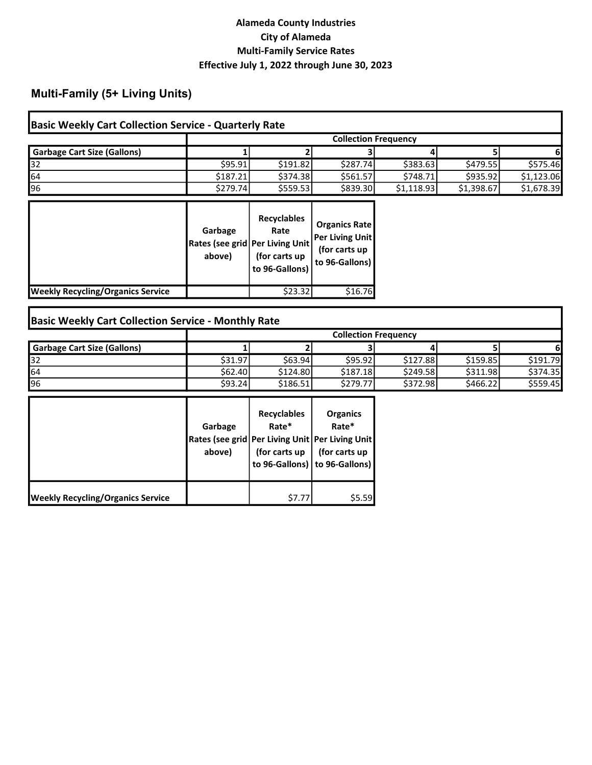# Alameda County Industries
## City of Alameda
## Multi-Family Service Rates
## Effective July 1, 2022 through June 30, 2023

## Multi-Family (5+ Living Units)

### Basic Weekly Cart Collection Service - Quarterly Rate

| | Collection Frequency | | | | | |
|---|---|---|---|---|---|---|
| Garbage Cart Size (Gallons) | 1 | 2 | 3 | 4 | 5 | 6 |
| 32 | $95.91 | $191.82 | $287.74 | $383.63 | $479.55 | $575.46 |
| 64 | $187.21 | $374.38 | $561.57 | $748.71 | $935.92 | $1,123.06 |
| 96 | $279.74 | $559.53 | $839.30 | $1,118.93 | $1,398.67 | $1,678.39 |

| | Garbage Rates (see grid above) | Recyclables Rate Per Living Unit (for carts up to 96-Gallons) | Organics Rate Per Living Unit (for carts up to 96-Gallons) |
|---|---|---|---|
| Weekly Recycling/Organics Service | | $23.32 | $16.76 |

### Basic Weekly Cart Collection Service - Monthly Rate

| | Collection Frequency | | | | | |
|---|---|---|---|---|---|---|
| Garbage Cart Size (Gallons) | 1 | 2 | 3 | 4 | 5 | 6 |
| 32 | $31.97 | $63.94 | $95.92 | $127.88 | $159.85 | $191.79 |
| 64 | $62.40 | $124.80 | $187.18 | $249.58 | $311.98 | $374.35 |
| 96 | $93.24 | $186.51 | $279.77 | $372.98 | $466.22 | $559.45 |

| | Garbage Rates (see grid above) | Recyclables Rate* Per Living Unit (for carts up to 96-Gallons) | Organics Rate* Per Living Unit (for carts up to 96-Gallons) |
|---|---|---|---|
| Weekly Recycling/Organics Service | | $7.77 | $5.59 |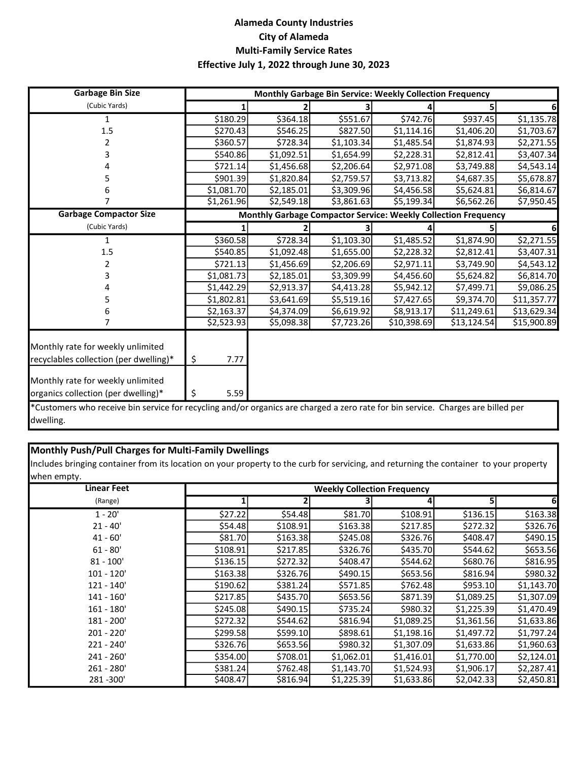# Alameda County Industries
## City of Alameda
## Multi-Family Service Rates
### Effective July 1, 2022 through June 30, 2023

| Garbage Bin Size (Cubic Yards) | Monthly Garbage Bin Service: Weekly Collection Frequency | | | | | |
|---|---|---|---|---|---|---|
| | 1 | 2 | 3 | 4 | 5 | 6 |
| 1 | $180.29 | $364.18 | $551.67 | $742.76 | $937.45 | $1,135.78 |
| 1.5 | $270.43 | $546.25 | $827.50 | $1,114.16 | $1,406.20 | $1,703.67 |
| 2 | $360.57 | $728.34 | $1,103.34 | $1,485.54 | $1,874.93 | $2,271.55 |
| 3 | $540.86 | $1,092.51 | $1,654.99 | $2,228.31 | $2,812.41 | $3,407.34 |
| 4 | $721.14 | $1,456.68 | $2,206.64 | $2,971.08 | $3,749.88 | $4,543.14 |
| 5 | $901.39 | $1,820.84 | $2,759.57 | $3,713.82 | $4,687.35 | $5,678.87 |
| 6 | $1,081.70 | $2,185.01 | $3,309.96 | $4,456.58 | $5,624.81 | $6,814.67 |
| 7 | $1,261.96 | $2,549.18 | $3,861.63 | $5,199.34 | $6,562.26 | $7,950.45 |
| **Garbage Compactor Size** (Cubic Yards) | **Monthly Garbage Compactor Service: Weekly Collection Frequency** | | | | | |
| | 1 | 2 | 3 | 4 | 5 | 6 |
| 1 | $360.58 | $728.34 | $1,103.30 | $1,485.52 | $1,874.90 | $2,271.55 |
| 1.5 | $540.85 | $1,092.48 | $1,655.00 | $2,228.32 | $2,812.41 | $3,407.31 |
| 2 | $721.13 | $1,456.69 | $2,206.69 | $2,971.11 | $3,749.90 | $4,543.12 |
| 3 | $1,081.73 | $2,185.01 | $3,309.99 | $4,456.60 | $5,624.82 | $6,814.70 |
| 4 | $1,442.29 | $2,913.37 | $4,413.28 | $5,942.12 | $7,499.71 | $9,086.25 |
| 5 | $1,802.81 | $3,641.69 | $5,519.16 | $7,427.65 | $9,374.70 | $11,357.77 |
| 6 | $2,163.37 | $4,374.09 | $6,619.92 | $8,913.17 | $11,249.61 | $13,629.34 |
| 7 | $2,523.93 | $5,098.38 | $7,723.26 | $10,398.69 | $13,124.54 | $15,900.89 |

| | |
|---|---|
| Monthly rate for weekly unlimited recyclables collection (per dwelling)* | $ 7.77 |
| Monthly rate for weekly unlimited organics collection (per dwelling)* | $ 5.59 |

*Customers who receive bin service for recycling and/or organics are charged a zero rate for bin service. Charges are billed per dwelling.

**Monthly Push/Pull Charges for Multi-Family Dwellings**

Includes bringing container from its location on your property to the curb for servicing, and returning the container to your property when empty.

| Linear Feet (Range) | Weekly Collection Frequency | | | | | |
|---|---|---|---|---|---|---|
| | 1 | 2 | 3 | 4 | 5 | 6 |
| 1 - 20' | $27.22 | $54.48 | $81.70 | $108.91 | $136.15 | $163.38 |
| 21 - 40' | $54.48 | $108.91 | $163.38 | $217.85 | $272.32 | $326.76 |
| 41 - 60' | $81.70 | $163.38 | $245.08 | $326.76 | $408.47 | $490.15 |
| 61 - 80' | $108.91 | $217.85 | $326.76 | $435.70 | $544.62 | $653.56 |
| 81 - 100' | $136.15 | $272.32 | $408.47 | $544.62 | $680.76 | $816.95 |
| 101 - 120' | $163.38 | $326.76 | $490.15 | $653.56 | $816.94 | $980.32 |
| 121 - 140' | $190.62 | $381.24 | $571.85 | $762.48 | $953.10 | $1,143.70 |
| 141 - 160' | $217.85 | $435.70 | $653.56 | $871.39 | $1,089.25 | $1,307.09 |
| 161 - 180' | $245.08 | $490.15 | $735.24 | $980.32 | $1,225.39 | $1,470.49 |
| 181 - 200' | $272.32 | $544.62 | $816.94 | $1,089.25 | $1,361.56 | $1,633.86 |
| 201 - 220' | $299.58 | $599.10 | $898.61 | $1,198.16 | $1,497.72 | $1,797.24 |
| 221 - 240' | $326.76 | $653.56 | $980.32 | $1,307.09 | $1,633.86 | $1,960.63 |
| 241 - 260' | $354.00 | $708.01 | $1,062.01 | $1,416.01 | $1,770.00 | $2,124.01 |
| 261 - 280' | $381.24 | $762.48 | $1,143.70 | $1,524.93 | $1,906.17 | $2,287.41 |
| 281 -300' | $408.47 | $816.94 | $1,225.39 | $1,633.86 | $2,042.33 | $2,450.81 |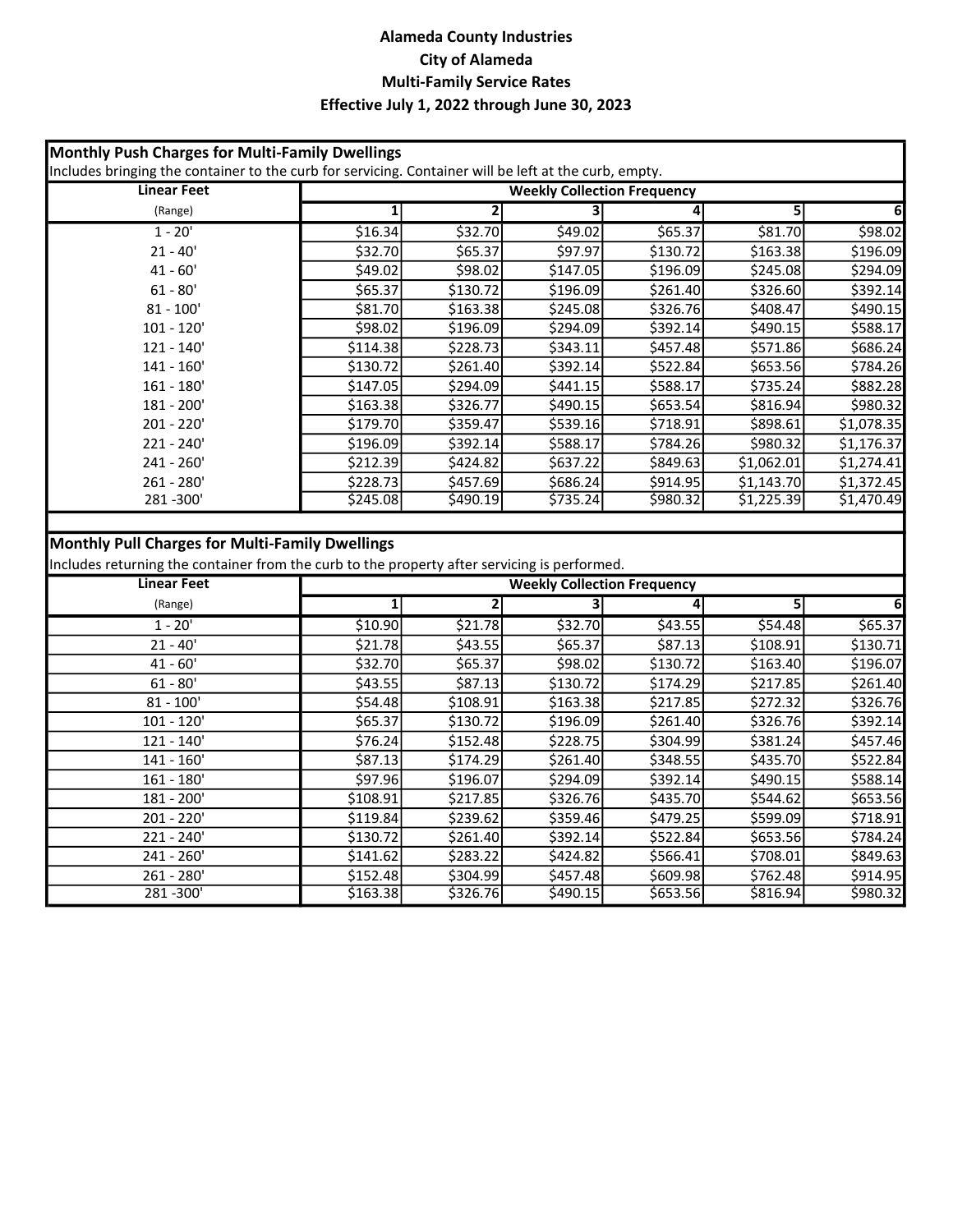**Alameda County Industries**
**City of Alameda**
**Multi-Family Service Rates**
**Effective July 1, 2022 through June 30, 2023**

## Monthly Push Charges for Multi-Family Dwellings

Includes bringing the container to the curb for servicing. Container will be left at the curb, empty.

| Linear Feet | Weekly Collection Frequency | | | | | |
|---|---|---|---|---|---|---|
| (Range) | 1 | 2 | 3 | 4 | 5 | 6 |
| 1 - 20' | $16.34 | $32.70 | $49.02 | $65.37 | $81.70 | $98.02 |
| 21 - 40' | $32.70 | $65.37 | $97.97 | $130.72 | $163.38 | $196.09 |
| 41 - 60' | $49.02 | $98.02 | $147.05 | $196.09 | $245.08 | $294.09 |
| 61 - 80' | $65.37 | $130.72 | $196.09 | $261.40 | $326.60 | $392.14 |
| 81 - 100' | $81.70 | $163.38 | $245.08 | $326.76 | $408.47 | $490.15 |
| 101 - 120' | $98.02 | $196.09 | $294.09 | $392.14 | $490.15 | $588.17 |
| 121 - 140' | $114.38 | $228.73 | $343.11 | $457.48 | $571.86 | $686.24 |
| 141 - 160' | $130.72 | $261.40 | $392.14 | $522.84 | $653.56 | $784.26 |
| 161 - 180' | $147.05 | $294.09 | $441.15 | $588.17 | $735.24 | $882.28 |
| 181 - 200' | $163.38 | $326.77 | $490.15 | $653.54 | $816.94 | $980.32 |
| 201 - 220' | $179.70 | $359.47 | $539.16 | $718.91 | $898.61 | $1,078.35 |
| 221 - 240' | $196.09 | $392.14 | $588.17 | $784.26 | $980.32 | $1,176.37 |
| 241 - 260' | $212.39 | $424.82 | $637.22 | $849.63 | $1,062.01 | $1,274.41 |
| 261 - 280' | $228.73 | $457.69 | $686.24 | $914.95 | $1,143.70 | $1,372.45 |
| 281 -300' | $245.08 | $490.19 | $735.24 | $980.32 | $1,225.39 | $1,470.49 |

## Monthly Pull Charges for Multi-Family Dwellings

Includes returning the container from the curb to the property after servicing is performed.

| Linear Feet | Weekly Collection Frequency | | | | | |
|---|---|---|---|---|---|---|
| (Range) | 1 | 2 | 3 | 4 | 5 | 6 |
| 1 - 20' | $10.90 | $21.78 | $32.70 | $43.55 | $54.48 | $65.37 |
| 21 - 40' | $21.78 | $43.55 | $65.37 | $87.13 | $108.91 | $130.71 |
| 41 - 60' | $32.70 | $65.37 | $98.02 | $130.72 | $163.40 | $196.07 |
| 61 - 80' | $43.55 | $87.13 | $130.72 | $174.29 | $217.85 | $261.40 |
| 81 - 100' | $54.48 | $108.91 | $163.38 | $217.85 | $272.32 | $326.76 |
| 101 - 120' | $65.37 | $130.72 | $196.09 | $261.40 | $326.76 | $392.14 |
| 121 - 140' | $76.24 | $152.48 | $228.75 | $304.99 | $381.24 | $457.46 |
| 141 - 160' | $87.13 | $174.29 | $261.40 | $348.55 | $435.70 | $522.84 |
| 161 - 180' | $97.96 | $196.07 | $294.09 | $392.14 | $490.15 | $588.14 |
| 181 - 200' | $108.91 | $217.85 | $326.76 | $435.70 | $544.62 | $653.56 |
| 201 - 220' | $119.84 | $239.62 | $359.46 | $479.25 | $599.09 | $718.91 |
| 221 - 240' | $130.72 | $261.40 | $392.14 | $522.84 | $653.56 | $784.24 |
| 241 - 260' | $141.62 | $283.22 | $424.82 | $566.41 | $708.01 | $849.63 |
| 261 - 280' | $152.48 | $304.99 | $457.48 | $609.98 | $762.48 | $914.95 |
| 281 -300' | $163.38 | $326.76 | $490.15 | $653.56 | $816.94 | $980.32 |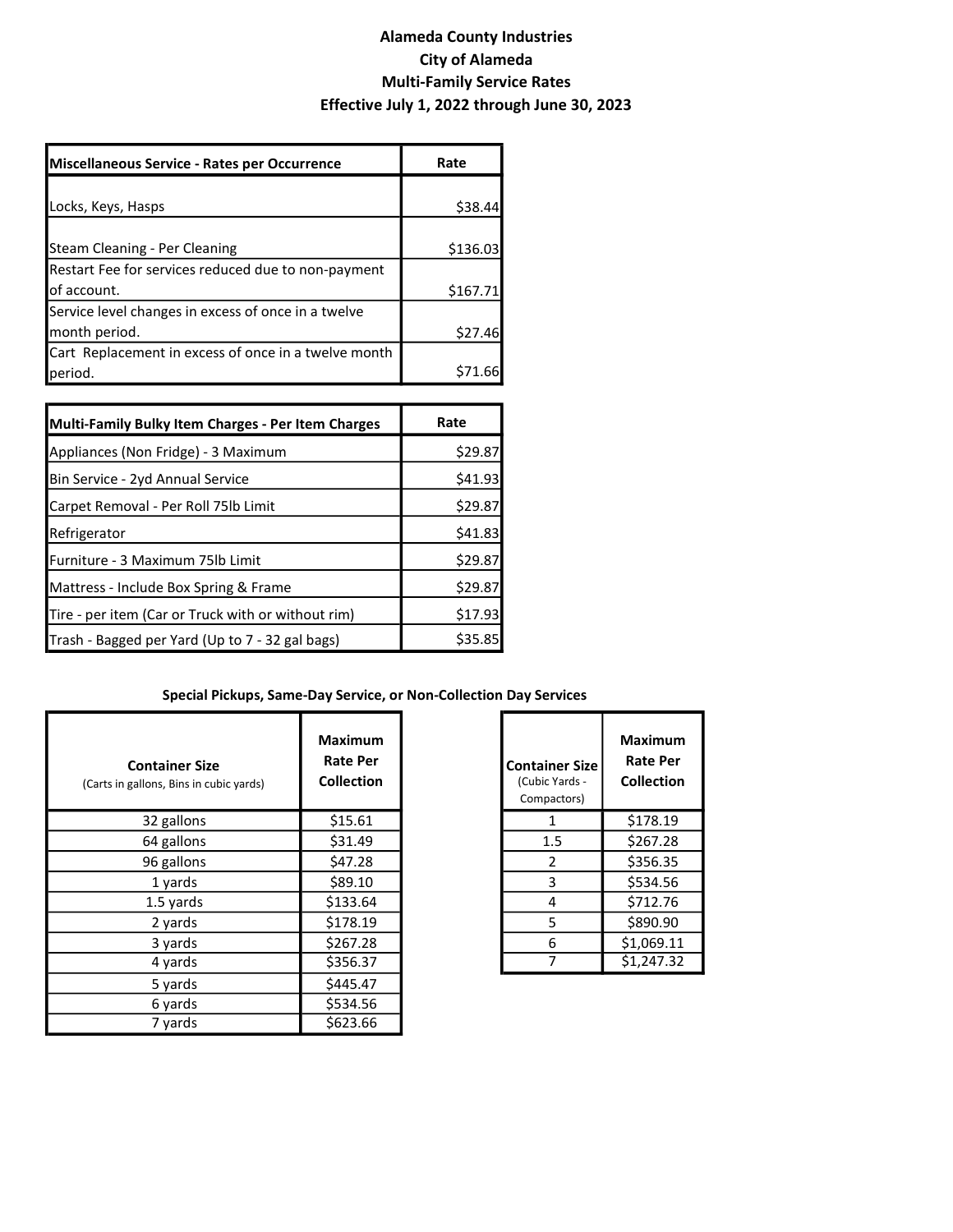# Alameda County Industries
## City of Alameda
## Multi-Family Service Rates
## Effective July 1, 2022 through June 30, 2023

| Miscellaneous Service - Rates per Occurrence | Rate |
|---|---|
| Locks, Keys, Hasps | $38.44 |
| Steam Cleaning - Per Cleaning | $136.03 |
| Restart Fee for services reduced due to non-payment of account. | $167.71 |
| Service level changes in excess of once in a twelve month period. | $27.46 |
| Cart Replacement in excess of once in a twelve month period. | $71.66 |

| Multi-Family Bulky Item Charges - Per Item Charges | Rate |
|---|---|
| Appliances (Non Fridge) - 3 Maximum | $29.87 |
| Bin Service - 2yd Annual Service | $41.93 |
| Carpet Removal - Per Roll 75lb Limit | $29.87 |
| Refrigerator | $41.83 |
| Furniture - 3 Maximum 75lb Limit | $29.87 |
| Mattress - Include Box Spring & Frame | $29.87 |
| Tire - per item (Car or Truck with or without rim) | $17.93 |
| Trash - Bagged per Yard (Up to 7 - 32 gal bags) | $35.85 |

### Special Pickups, Same-Day Service, or Non-Collection Day Services

| Container Size (Carts in gallons, Bins in cubic yards) | Maximum Rate Per Collection |
|---|---|
| 32 gallons | $15.61 |
| 64 gallons | $31.49 |
| 96 gallons | $47.28 |
| 1 yards | $89.10 |
| 1.5 yards | $133.64 |
| 2 yards | $178.19 |
| 3 yards | $267.28 |
| 4 yards | $356.37 |
| 5 yards | $445.47 |
| 6 yards | $534.56 |
| 7 yards | $623.66 |

| Container Size (Cubic Yards - Compactors) | Maximum Rate Per Collection |
|---|---|
| 1 | $178.19 |
| 1.5 | $267.28 |
| 2 | $356.35 |
| 3 | $534.56 |
| 4 | $712.76 |
| 5 | $890.90 |
| 6 | $1,069.11 |
| 7 | $1,247.32 |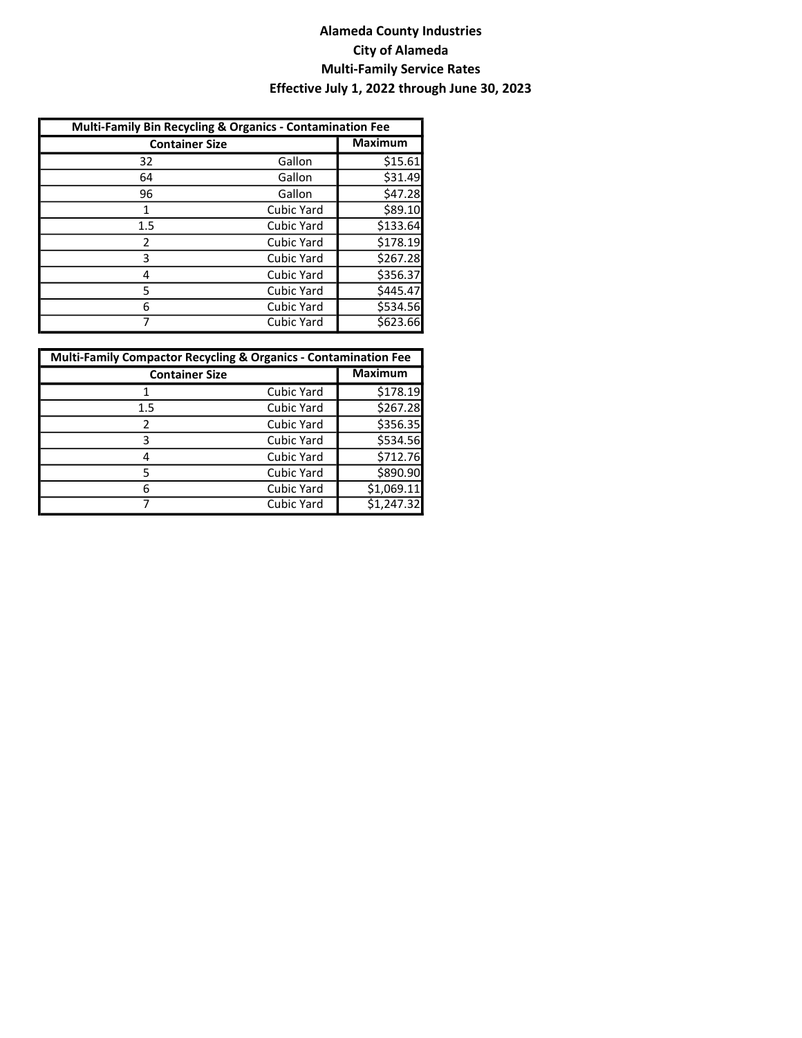**Alameda County Industries**

**City of Alameda**

**Multi-Family Service Rates**

**Effective July 1, 2022 through June 30, 2023**

| **Multi-Family Bin Recycling & Organics - Contamination Fee** | | |
|---|---|---|
| **Container Size** | | **Maximum** |
| 32 | Gallon | $15.61 |
| 64 | Gallon | $31.49 |
| 96 | Gallon | $47.28 |
| 1 | Cubic Yard | $89.10 |
| 1.5 | Cubic Yard | $133.64 |
| 2 | Cubic Yard | $178.19 |
| 3 | Cubic Yard | $267.28 |
| 4 | Cubic Yard | $356.37 |
| 5 | Cubic Yard | $445.47 |
| 6 | Cubic Yard | $534.56 |
| 7 | Cubic Yard | $623.66 |

| **Multi-Family Compactor Recycling & Organics - Contamination Fee** | | |
|---|---|---|
| **Container Size** | | **Maximum** |
| 1 | Cubic Yard | $178.19 |
| 1.5 | Cubic Yard | $267.28 |
| 2 | Cubic Yard | $356.35 |
| 3 | Cubic Yard | $534.56 |
| 4 | Cubic Yard | $712.76 |
| 5 | Cubic Yard | $890.90 |
| 6 | Cubic Yard | $1,069.11 |
| 7 | Cubic Yard | $1,247.32 |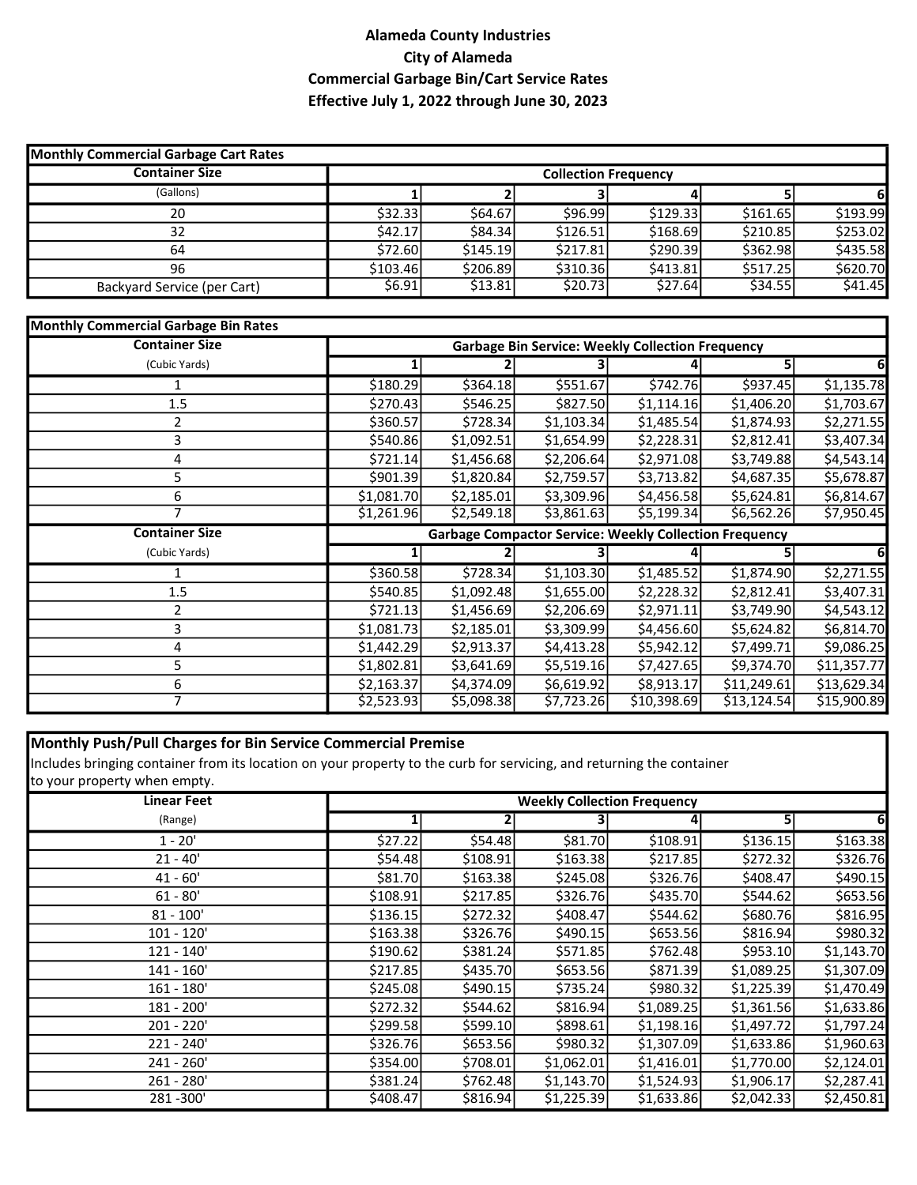**Alameda County Industries**
**City of Alameda**
**Commercial Garbage Bin/Cart Service Rates**
**Effective July 1, 2022 through June 30, 2023**

| **Monthly Commercial Garbage Cart Rates** | | | | | | |
|---|---|---|---|---|---|---|
| **Container Size** | **Collection Frequency** | | | | | |
| (Gallons) | 1 | 2 | 3 | 4 | 5 | 6 |
| 20 | $32.33 | $64.67 | $96.99 | $129.33 | $161.65 | $193.99 |
| 32 | $42.17 | $84.34 | $126.51 | $168.69 | $210.85 | $253.02 |
| 64 | $72.60 | $145.19 | $217.81 | $290.39 | $362.98 | $435.58 |
| 96 | $103.46 | $206.89 | $310.36 | $413.81 | $517.25 | $620.70 |
| Backyard Service (per Cart) | $6.91 | $13.81 | $20.73 | $27.64 | $34.55 | $41.45 |

| **Monthly Commercial Garbage Bin Rates** | | | | | | |
|---|---|---|---|---|---|---|
| **Container Size** | **Garbage Bin Service: Weekly Collection Frequency** | | | | | |
| (Cubic Yards) | 1 | 2 | 3 | 4 | 5 | 6 |
| 1 | $180.29 | $364.18 | $551.67 | $742.76 | $937.45 | $1,135.78 |
| 1.5 | $270.43 | $546.25 | $827.50 | $1,114.16 | $1,406.20 | $1,703.67 |
| 2 | $360.57 | $728.34 | $1,103.34 | $1,485.54 | $1,874.93 | $2,271.55 |
| 3 | $540.86 | $1,092.51 | $1,654.99 | $2,228.31 | $2,812.41 | $3,407.34 |
| 4 | $721.14 | $1,456.68 | $2,206.64 | $2,971.08 | $3,749.88 | $4,543.14 |
| 5 | $901.39 | $1,820.84 | $2,759.57 | $3,713.82 | $4,687.35 | $5,678.87 |
| 6 | $1,081.70 | $2,185.01 | $3,309.96 | $4,456.58 | $5,624.81 | $6,814.67 |
| 7 | $1,261.96 | $2,549.18 | $3,861.63 | $5,199.34 | $6,562.26 | $7,950.45 |
| **Container Size** | **Garbage Compactor Service: Weekly Collection Frequency** | | | | | |
| (Cubic Yards) | 1 | 2 | 3 | 4 | 5 | 6 |
| 1 | $360.58 | $728.34 | $1,103.30 | $1,485.52 | $1,874.90 | $2,271.55 |
| 1.5 | $540.85 | $1,092.48 | $1,655.00 | $2,228.32 | $2,812.41 | $3,407.31 |
| 2 | $721.13 | $1,456.69 | $2,206.69 | $2,971.11 | $3,749.90 | $4,543.12 |
| 3 | $1,081.73 | $2,185.01 | $3,309.99 | $4,456.60 | $5,624.82 | $6,814.70 |
| 4 | $1,442.29 | $2,913.37 | $4,413.28 | $5,942.12 | $7,499.71 | $9,086.25 |
| 5 | $1,802.81 | $3,641.69 | $5,519.16 | $7,427.65 | $9,374.70 | $11,357.77 |
| 6 | $2,163.37 | $4,374.09 | $6,619.92 | $8,913.17 | $11,249.61 | $13,629.34 |
| 7 | $2,523.93 | $5,098.38 | $7,723.26 | $10,398.69 | $13,124.54 | $15,900.89 |

**Monthly Push/Pull Charges for Bin Service Commercial Premise**

Includes bringing container from its location on your property to the curb for servicing, and returning the container to your property when empty.

| **Linear Feet** | **Weekly Collection Frequency** | | | | | |
|---|---|---|---|---|---|---|
| (Range) | 1 | 2 | 3 | 4 | 5 | 6 |
| 1 - 20' | $27.22 | $54.48 | $81.70 | $108.91 | $136.15 | $163.38 |
| 21 - 40' | $54.48 | $108.91 | $163.38 | $217.85 | $272.32 | $326.76 |
| 41 - 60' | $81.70 | $163.38 | $245.08 | $326.76 | $408.47 | $490.15 |
| 61 - 80' | $108.91 | $217.85 | $326.76 | $435.70 | $544.62 | $653.56 |
| 81 - 100' | $136.15 | $272.32 | $408.47 | $544.62 | $680.76 | $816.95 |
| 101 - 120' | $163.38 | $326.76 | $490.15 | $653.56 | $816.94 | $980.32 |
| 121 - 140' | $190.62 | $381.24 | $571.85 | $762.48 | $953.10 | $1,143.70 |
| 141 - 160' | $217.85 | $435.70 | $653.56 | $871.39 | $1,089.25 | $1,307.09 |
| 161 - 180' | $245.08 | $490.15 | $735.24 | $980.32 | $1,225.39 | $1,470.49 |
| 181 - 200' | $272.32 | $544.62 | $816.94 | $1,089.25 | $1,361.56 | $1,633.86 |
| 201 - 220' | $299.58 | $599.10 | $898.61 | $1,198.16 | $1,497.72 | $1,797.24 |
| 221 - 240' | $326.76 | $653.56 | $980.32 | $1,307.09 | $1,633.86 | $1,960.63 |
| 241 - 260' | $354.00 | $708.01 | $1,062.01 | $1,416.01 | $1,770.00 | $2,124.01 |
| 261 - 280' | $381.24 | $762.48 | $1,143.70 | $1,524.93 | $1,906.17 | $2,287.41 |
| 281 -300' | $408.47 | $816.94 | $1,225.39 | $1,633.86 | $2,042.33 | $2,450.81 |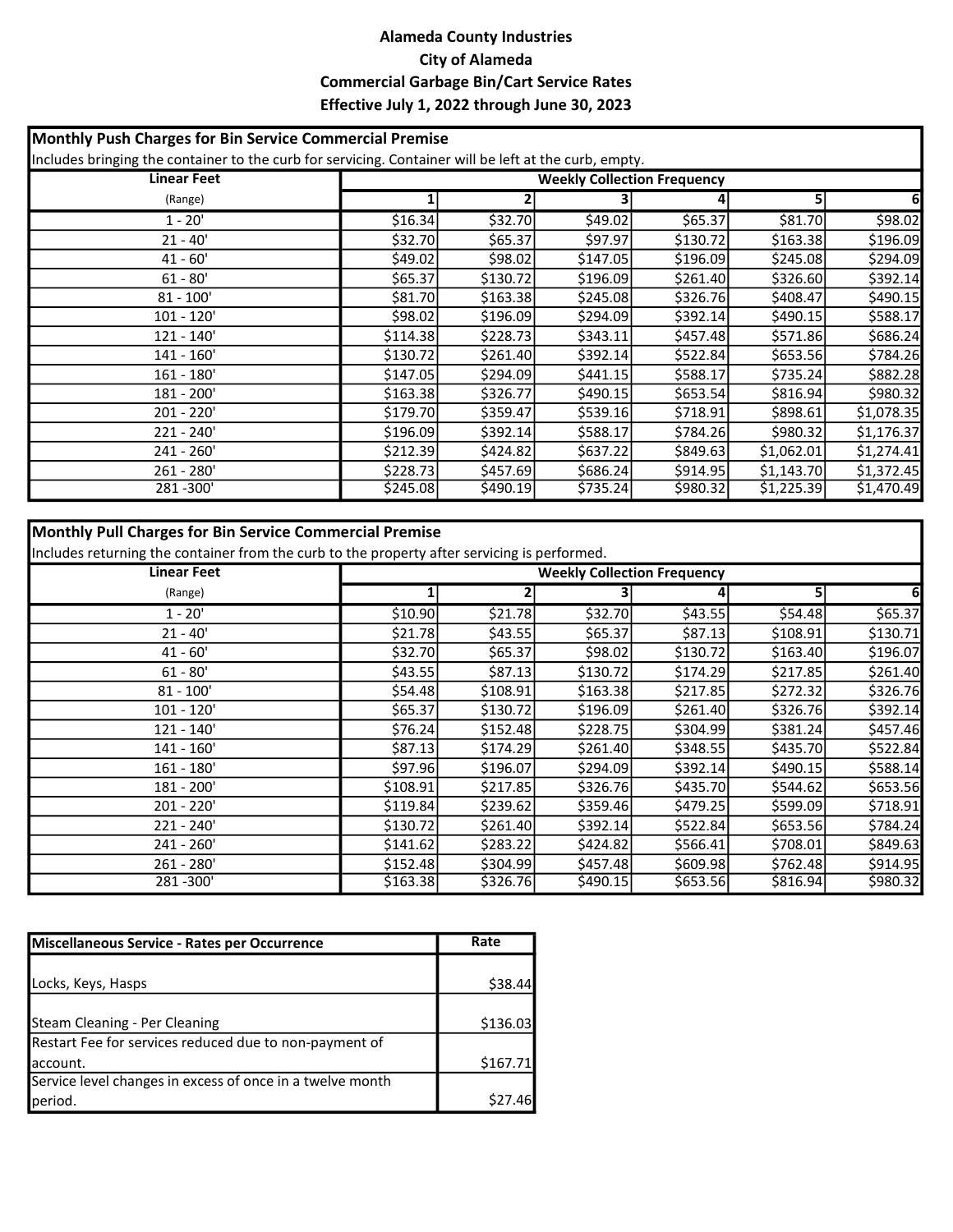# Alameda County Industries
## City of Alameda
## Commercial Garbage Bin/Cart Service Rates
## Effective July 1, 2022 through June 30, 2023

**Monthly Push Charges for Bin Service Commercial Premise**

Includes bringing the container to the curb for servicing. Container will be left at the curb, empty.

| Linear Feet | Weekly Collection Frequency | | | | | |
|---|---|---|---|---|---|---|
| (Range) | 1 | 2 | 3 | 4 | 5 | 6 |
| 1 - 20' | $16.34 | $32.70 | $49.02 | $65.37 | $81.70 | $98.02 |
| 21 - 40' | $32.70 | $65.37 | $97.97 | $130.72 | $163.38 | $196.09 |
| 41 - 60' | $49.02 | $98.02 | $147.05 | $196.09 | $245.08 | $294.09 |
| 61 - 80' | $65.37 | $130.72 | $196.09 | $261.40 | $326.60 | $392.14 |
| 81 - 100' | $81.70 | $163.38 | $245.08 | $326.76 | $408.47 | $490.15 |
| 101 - 120' | $98.02 | $196.09 | $294.09 | $392.14 | $490.15 | $588.17 |
| 121 - 140' | $114.38 | $228.73 | $343.11 | $457.48 | $571.86 | $686.24 |
| 141 - 160' | $130.72 | $261.40 | $392.14 | $522.84 | $653.56 | $784.26 |
| 161 - 180' | $147.05 | $294.09 | $441.15 | $588.17 | $735.24 | $882.28 |
| 181 - 200' | $163.38 | $326.77 | $490.15 | $653.54 | $816.94 | $980.32 |
| 201 - 220' | $179.70 | $359.47 | $539.16 | $718.91 | $898.61 | $1,078.35 |
| 221 - 240' | $196.09 | $392.14 | $588.17 | $784.26 | $980.32 | $1,176.37 |
| 241 - 260' | $212.39 | $424.82 | $637.22 | $849.63 | $1,062.01 | $1,274.41 |
| 261 - 280' | $228.73 | $457.69 | $686.24 | $914.95 | $1,143.70 | $1,372.45 |
| 281 -300' | $245.08 | $490.19 | $735.24 | $980.32 | $1,225.39 | $1,470.49 |

**Monthly Pull Charges for Bin Service Commercial Premise**

Includes returning the container from the curb to the property after servicing is performed.

| Linear Feet | Weekly Collection Frequency | | | | | |
|---|---|---|---|---|---|---|
| (Range) | 1 | 2 | 3 | 4 | 5 | 6 |
| 1 - 20' | $10.90 | $21.78 | $32.70 | $43.55 | $54.48 | $65.37 |
| 21 - 40' | $21.78 | $43.55 | $65.37 | $87.13 | $108.91 | $130.71 |
| 41 - 60' | $32.70 | $65.37 | $98.02 | $130.72 | $163.40 | $196.07 |
| 61 - 80' | $43.55 | $87.13 | $130.72 | $174.29 | $217.85 | $261.40 |
| 81 - 100' | $54.48 | $108.91 | $163.38 | $217.85 | $272.32 | $326.76 |
| 101 - 120' | $65.37 | $130.72 | $196.09 | $261.40 | $326.76 | $392.14 |
| 121 - 140' | $76.24 | $152.48 | $228.75 | $304.99 | $381.24 | $457.46 |
| 141 - 160' | $87.13 | $174.29 | $261.40 | $348.55 | $435.70 | $522.84 |
| 161 - 180' | $97.96 | $196.07 | $294.09 | $392.14 | $490.15 | $588.14 |
| 181 - 200' | $108.91 | $217.85 | $326.76 | $435.70 | $544.62 | $653.56 |
| 201 - 220' | $119.84 | $239.62 | $359.46 | $479.25 | $599.09 | $718.91 |
| 221 - 240' | $130.72 | $261.40 | $392.14 | $522.84 | $653.56 | $784.24 |
| 241 - 260' | $141.62 | $283.22 | $424.82 | $566.41 | $708.01 | $849.63 |
| 261 - 280' | $152.48 | $304.99 | $457.48 | $609.98 | $762.48 | $914.95 |
| 281 -300' | $163.38 | $326.76 | $490.15 | $653.56 | $816.94 | $980.32 |

| Miscellaneous Service - Rates per Occurrence | Rate |
|---|---|
| Locks, Keys, Hasps | $38.44 |
| Steam Cleaning - Per Cleaning | $136.03 |
| Restart Fee for services reduced due to non-payment of account. | $167.71 |
| Service level changes in excess of once in a twelve month period. | $27.46 |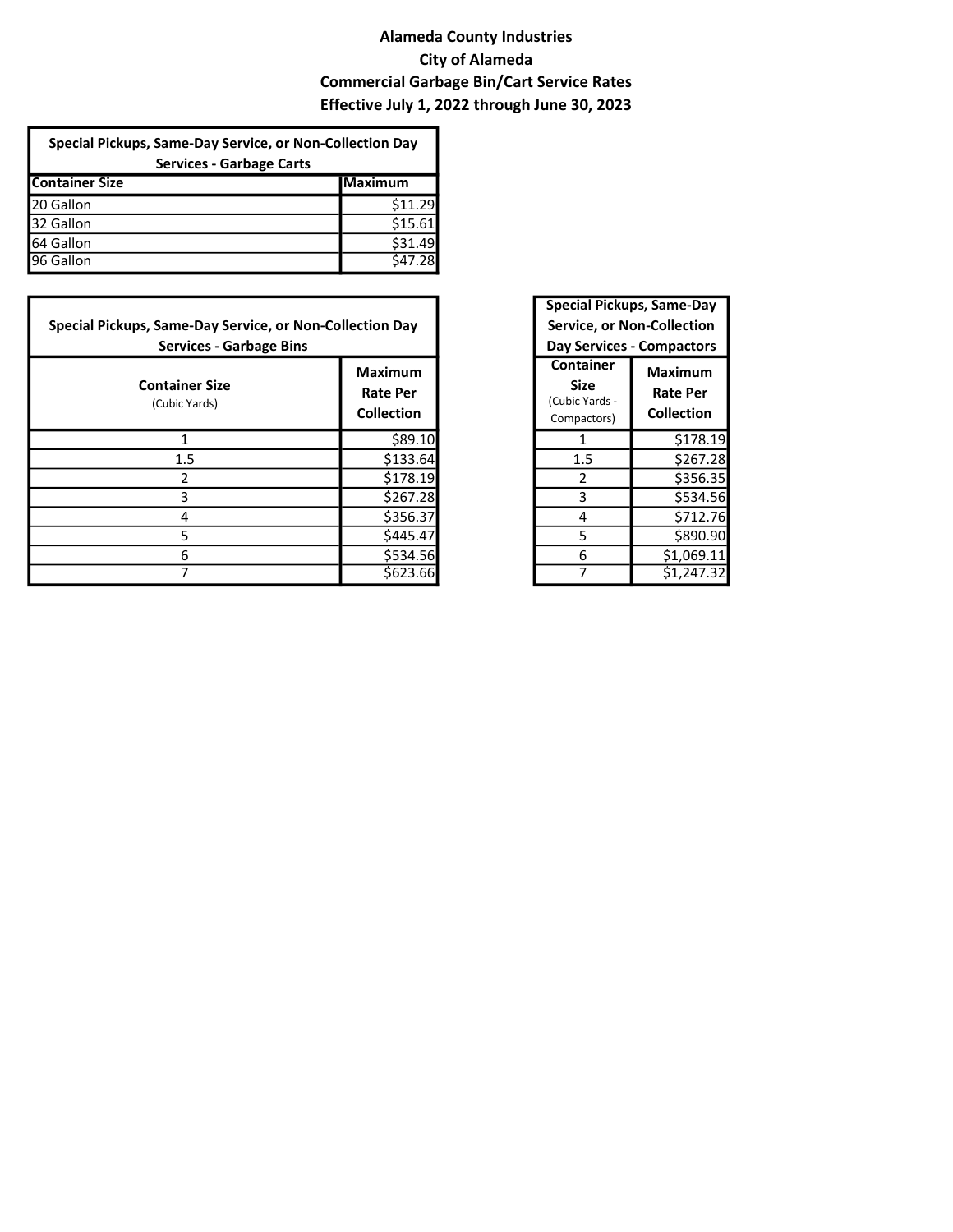# Alameda County Industries

## City of Alameda

## Commercial Garbage Bin/Cart Service Rates

## Effective July 1, 2022 through June 30, 2023

| Special Pickups, Same-Day Service, or Non-Collection Day Services - Garbage Carts | |
|---|---|
| **Container Size** | **Maximum** |
| 20 Gallon | $11.29 |
| 32 Gallon | $15.61 |
| 64 Gallon | $31.49 |
| 96 Gallon | $47.28 |

| Special Pickups, Same-Day Service, or Non-Collection Day Services - Garbage Bins | |
|---|---|
| **Container Size** (Cubic Yards) | **Maximum Rate Per Collection** |
| 1 | $89.10 |
| 1.5 | $133.64 |
| 2 | $178.19 |
| 3 | $267.28 |
| 4 | $356.37 |
| 5 | $445.47 |
| 6 | $534.56 |
| 7 | $623.66 |

| Special Pickups, Same-Day Service, or Non-Collection Day Services - Compactors | |
|---|---|
| **Container Size** (Cubic Yards - Compactors) | **Maximum Rate Per Collection** |
| 1 | $178.19 |
| 1.5 | $267.28 |
| 2 | $356.35 |
| 3 | $534.56 |
| 4 | $712.76 |
| 5 | $890.90 |
| 6 | $1,069.11 |
| 7 | $1,247.32 |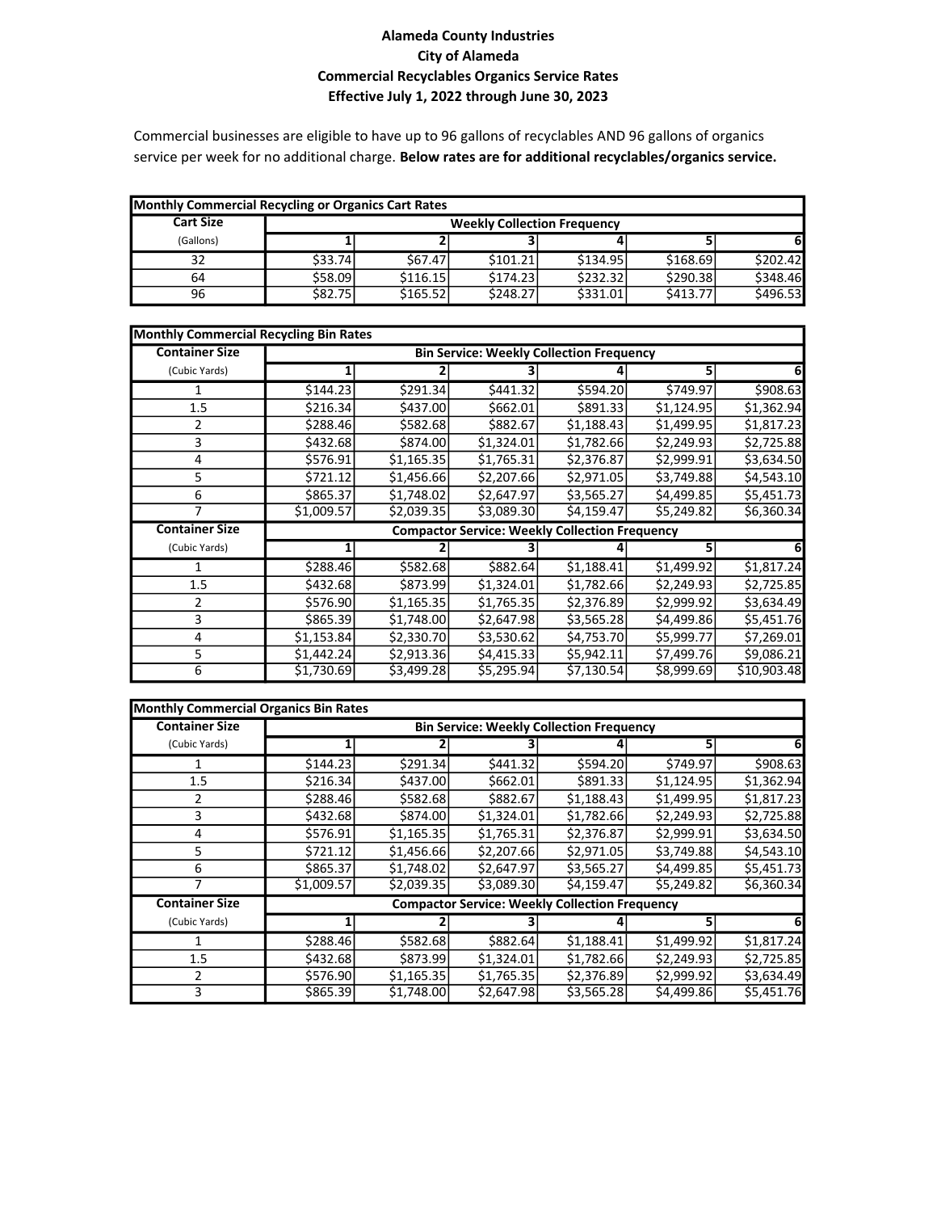# Alameda County Industries
## City of Alameda
## Commercial Recyclables Organics Service Rates
## Effective July 1, 2022 through June 30, 2023

Commercial businesses are eligible to have up to 96 gallons of recyclables AND 96 gallons of organics service per week for no additional charge. **Below rates are for additional recyclables/organics service.**

| Monthly Commercial Recycling or Organics Cart Rates | | | | | | |
|---|---|---|---|---|---|---|
| **Cart Size** | **Weekly Collection Frequency** | | | | | |
| (Gallons) | **1** | **2** | **3** | **4** | **5** | **6** |
| 32 | $33.74 | $67.47 | $101.21 | $134.95 | $168.69 | $202.42 |
| 64 | $58.09 | $116.15 | $174.23 | $232.32 | $290.38 | $348.46 |
| 96 | $82.75 | $165.52 | $248.27 | $331.01 | $413.77 | $496.53 |

| Monthly Commercial Recycling Bin Rates | | | | | | |
|---|---|---|---|---|---|---|
| **Container Size** | **Bin Service: Weekly Collection Frequency** | | | | | |
| (Cubic Yards) | **1** | **2** | **3** | **4** | **5** | **6** |
| 1 | $144.23 | $291.34 | $441.32 | $594.20 | $749.97 | $908.63 |
| 1.5 | $216.34 | $437.00 | $662.01 | $891.33 | $1,124.95 | $1,362.94 |
| 2 | $288.46 | $582.68 | $882.67 | $1,188.43 | $1,499.95 | $1,817.23 |
| 3 | $432.68 | $874.00 | $1,324.01 | $1,782.66 | $2,249.93 | $2,725.88 |
| 4 | $576.91 | $1,165.35 | $1,765.31 | $2,376.87 | $2,999.91 | $3,634.50 |
| 5 | $721.12 | $1,456.66 | $2,207.66 | $2,971.05 | $3,749.88 | $4,543.10 |
| 6 | $865.37 | $1,748.02 | $2,647.97 | $3,565.27 | $4,499.85 | $5,451.73 |
| 7 | $1,009.57 | $2,039.35 | $3,089.30 | $4,159.47 | $5,249.82 | $6,360.34 |
| **Container Size** | **Compactor Service: Weekly Collection Frequency** | | | | | |
| (Cubic Yards) | **1** | **2** | **3** | **4** | **5** | **6** |
| 1 | $288.46 | $582.68 | $882.64 | $1,188.41 | $1,499.92 | $1,817.24 |
| 1.5 | $432.68 | $873.99 | $1,324.01 | $1,782.66 | $2,249.93 | $2,725.85 |
| 2 | $576.90 | $1,165.35 | $1,765.35 | $2,376.89 | $2,999.92 | $3,634.49 |
| 3 | $865.39 | $1,748.00 | $2,647.98 | $3,565.28 | $4,499.86 | $5,451.76 |
| 4 | $1,153.84 | $2,330.70 | $3,530.62 | $4,753.70 | $5,999.77 | $7,269.01 |
| 5 | $1,442.24 | $2,913.36 | $4,415.33 | $5,942.11 | $7,499.76 | $9,086.21 |
| 6 | $1,730.69 | $3,499.28 | $5,295.94 | $7,130.54 | $8,999.69 | $10,903.48 |

| Monthly Commercial Organics Bin Rates | | | | | | |
|---|---|---|---|---|---|---|
| **Container Size** | **Bin Service: Weekly Collection Frequency** | | | | | |
| (Cubic Yards) | **1** | **2** | **3** | **4** | **5** | **6** |
| 1 | $144.23 | $291.34 | $441.32 | $594.20 | $749.97 | $908.63 |
| 1.5 | $216.34 | $437.00 | $662.01 | $891.33 | $1,124.95 | $1,362.94 |
| 2 | $288.46 | $582.68 | $882.67 | $1,188.43 | $1,499.95 | $1,817.23 |
| 3 | $432.68 | $874.00 | $1,324.01 | $1,782.66 | $2,249.93 | $2,725.88 |
| 4 | $576.91 | $1,165.35 | $1,765.31 | $2,376.87 | $2,999.91 | $3,634.50 |
| 5 | $721.12 | $1,456.66 | $2,207.66 | $2,971.05 | $3,749.88 | $4,543.10 |
| 6 | $865.37 | $1,748.02 | $2,647.97 | $3,565.27 | $4,499.85 | $5,451.73 |
| 7 | $1,009.57 | $2,039.35 | $3,089.30 | $4,159.47 | $5,249.82 | $6,360.34 |
| **Container Size** | **Compactor Service: Weekly Collection Frequency** | | | | | |
| (Cubic Yards) | **1** | **2** | **3** | **4** | **5** | **6** |
| 1 | $288.46 | $582.68 | $882.64 | $1,188.41 | $1,499.92 | $1,817.24 |
| 1.5 | $432.68 | $873.99 | $1,324.01 | $1,782.66 | $2,249.93 | $2,725.85 |
| 2 | $576.90 | $1,165.35 | $1,765.35 | $2,376.89 | $2,999.92 | $3,634.49 |
| 3 | $865.39 | $1,748.00 | $2,647.98 | $3,565.28 | $4,499.86 | $5,451.76 |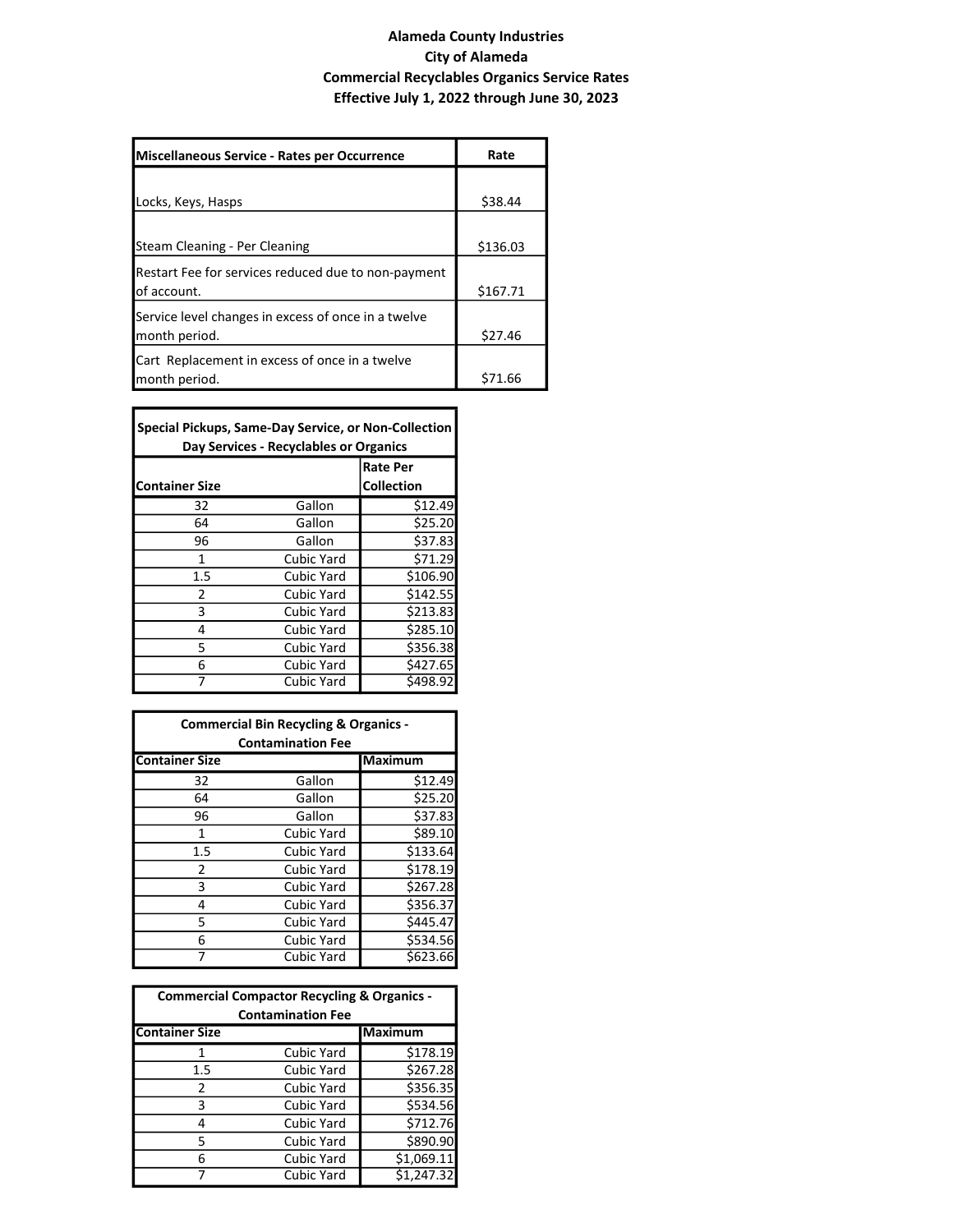# Alameda County Industries
## City of Alameda
## Commercial Recyclables Organics Service Rates
## Effective July 1, 2022 through June 30, 2023

| Miscellaneous Service - Rates per Occurrence | Rate |
|---|---|
| Locks, Keys, Hasps | $38.44 |
| Steam Cleaning - Per Cleaning | $136.03 |
| Restart Fee for services reduced due to non-payment of account. | $167.71 |
| Service level changes in excess of once in a twelve month period. | $27.46 |
| Cart Replacement in excess of once in a twelve month period. | $71.66 |

| Special Pickups, Same-Day Service, or Non-Collection Day Services - Recyclables or Organics | | |
|---|---|---|
| Container Size | | Rate Per Collection |
| 32 | Gallon | $12.49 |
| 64 | Gallon | $25.20 |
| 96 | Gallon | $37.83 |
| 1 | Cubic Yard | $71.29 |
| 1.5 | Cubic Yard | $106.90 |
| 2 | Cubic Yard | $142.55 |
| 3 | Cubic Yard | $213.83 |
| 4 | Cubic Yard | $285.10 |
| 5 | Cubic Yard | $356.38 |
| 6 | Cubic Yard | $427.65 |
| 7 | Cubic Yard | $498.92 |

| Commercial Bin Recycling & Organics - Contamination Fee | | |
|---|---|---|
| Container Size | | Maximum |
| 32 | Gallon | $12.49 |
| 64 | Gallon | $25.20 |
| 96 | Gallon | $37.83 |
| 1 | Cubic Yard | $89.10 |
| 1.5 | Cubic Yard | $133.64 |
| 2 | Cubic Yard | $178.19 |
| 3 | Cubic Yard | $267.28 |
| 4 | Cubic Yard | $356.37 |
| 5 | Cubic Yard | $445.47 |
| 6 | Cubic Yard | $534.56 |
| 7 | Cubic Yard | $623.66 |

| Commercial Compactor Recycling & Organics - Contamination Fee | | |
|---|---|---|
| Container Size | | Maximum |
| 1 | Cubic Yard | $178.19 |
| 1.5 | Cubic Yard | $267.28 |
| 2 | Cubic Yard | $356.35 |
| 3 | Cubic Yard | $534.56 |
| 4 | Cubic Yard | $712.76 |
| 5 | Cubic Yard | $890.90 |
| 6 | Cubic Yard | $1,069.11 |
| 7 | Cubic Yard | $1,247.32 |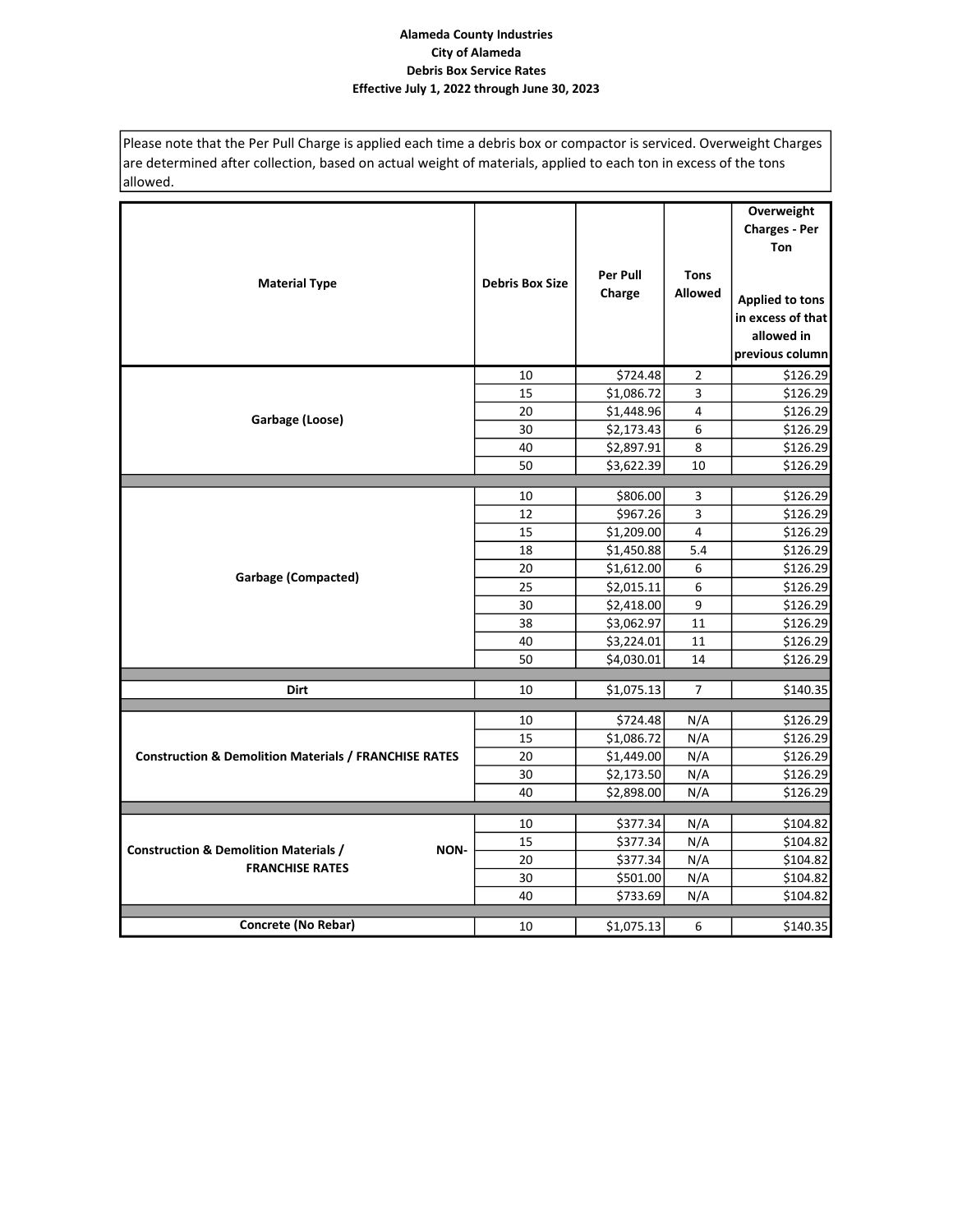**Alameda County Industries**
**City of Alameda**
**Debris Box Service Rates**
**Effective July 1, 2022 through June 30, 2023**

Please note that the Per Pull Charge is applied each time a debris box or compactor is serviced. Overweight Charges are determined after collection, based on actual weight of materials, applied to each ton in excess of the tons allowed.

| Material Type | Debris Box Size | Per Pull Charge | Tons Allowed | Overweight Charges - Per Ton<br><br>Applied to tons in excess of that allowed in previous column |
|---|---|---|---|---|
| Garbage (Loose) | 10 | $724.48 | 2 | $126.29 |
| | 15 | $1,086.72 | 3 | $126.29 |
| | 20 | $1,448.96 | 4 | $126.29 |
| | 30 | $2,173.43 | 6 | $126.29 |
| | 40 | $2,897.91 | 8 | $126.29 |
| | 50 | $3,622.39 | 10 | $126.29 |
| Garbage (Compacted) | 10 | $806.00 | 3 | $126.29 |
| | 12 | $967.26 | 3 | $126.29 |
| | 15 | $1,209.00 | 4 | $126.29 |
| | 18 | $1,450.88 | 5.4 | $126.29 |
| | 20 | $1,612.00 | 6 | $126.29 |
| | 25 | $2,015.11 | 6 | $126.29 |
| | 30 | $2,418.00 | 9 | $126.29 |
| | 38 | $3,062.97 | 11 | $126.29 |
| | 40 | $3,224.01 | 11 | $126.29 |
| | 50 | $4,030.01 | 14 | $126.29 |
| Dirt | 10 | $1,075.13 | 7 | $140.35 |
| Construction & Demolition Materials / FRANCHISE RATES | 10 | $724.48 | N/A | $126.29 |
| | 15 | $1,086.72 | N/A | $126.29 |
| | 20 | $1,449.00 | N/A | $126.29 |
| | 30 | $2,173.50 | N/A | $126.29 |
| | 40 | $2,898.00 | N/A | $126.29 |
| Construction & Demolition Materials / NON-FRANCHISE RATES | 10 | $377.34 | N/A | $104.82 |
| | 15 | $377.34 | N/A | $104.82 |
| | 20 | $377.34 | N/A | $104.82 |
| | 30 | $501.00 | N/A | $104.82 |
| | 40 | $733.69 | N/A | $104.82 |
| Concrete (No Rebar) | 10 | $1,075.13 | 6 | $140.35 |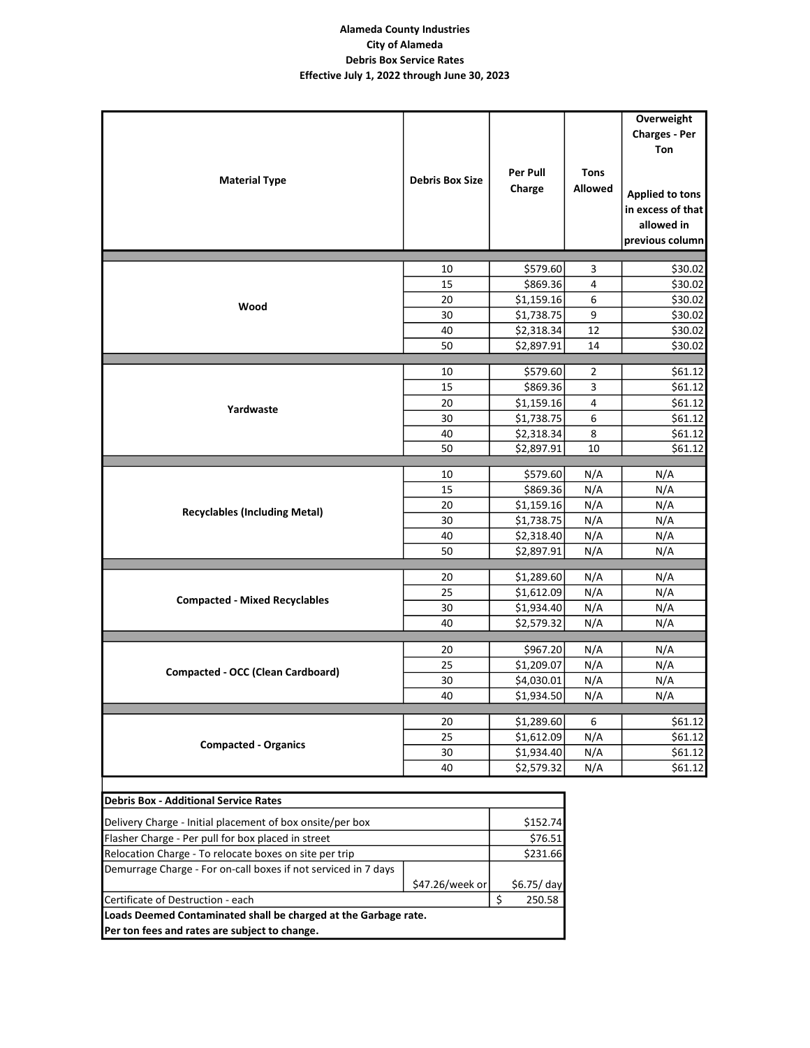**Alameda County Industries**
**City of Alameda**
**Debris Box Service Rates**
**Effective July 1, 2022 through June 30, 2023**

| Material Type | Debris Box Size | Per Pull Charge | Tons Allowed | Overweight Charges - Per Ton<br><br>Applied to tons in excess of that allowed in previous column |
|---|---|---|---|---|
| **Wood** | 10 | $579.60 | 3 | $30.02 |
| | 15 | $869.36 | 4 | $30.02 |
| | 20 | $1,159.16 | 6 | $30.02 |
| | 30 | $1,738.75 | 9 | $30.02 |
| | 40 | $2,318.34 | 12 | $30.02 |
| | 50 | $2,897.91 | 14 | $30.02 |
| **Yardwaste** | 10 | $579.60 | 2 | $61.12 |
| | 15 | $869.36 | 3 | $61.12 |
| | 20 | $1,159.16 | 4 | $61.12 |
| | 30 | $1,738.75 | 6 | $61.12 |
| | 40 | $2,318.34 | 8 | $61.12 |
| | 50 | $2,897.91 | 10 | $61.12 |
| **Recyclables (Including Metal)** | 10 | $579.60 | N/A | N/A |
| | 15 | $869.36 | N/A | N/A |
| | 20 | $1,159.16 | N/A | N/A |
| | 30 | $1,738.75 | N/A | N/A |
| | 40 | $2,318.40 | N/A | N/A |
| | 50 | $2,897.91 | N/A | N/A |
| **Compacted - Mixed Recyclables** | 20 | $1,289.60 | N/A | N/A |
| | 25 | $1,612.09 | N/A | N/A |
| | 30 | $1,934.40 | N/A | N/A |
| | 40 | $2,579.32 | N/A | N/A |
| **Compacted - OCC (Clean Cardboard)** | 20 | $967.20 | N/A | N/A |
| | 25 | $1,209.07 | N/A | N/A |
| | 30 | $4,030.01 | N/A | N/A |
| | 40 | $1,934.50 | N/A | N/A |
| **Compacted - Organics** | 20 | $1,289.60 | 6 | $61.12 |
| | 25 | $1,612.09 | N/A | $61.12 |
| | 30 | $1,934.40 | N/A | $61.12 |
| | 40 | $2,579.32 | N/A | $61.12 |

| **Debris Box - Additional Service Rates** | | |
|---|---|---|
| Delivery Charge - Initial placement of box onsite/per box | | $152.74 |
| Flasher Charge - Per pull for box placed in street | | $76.51 |
| Relocation Charge - To relocate boxes on site per trip | | $231.66 |
| Demurrage Charge - For on-call boxes if not serviced in 7 days | $47.26/week or | $6.75/ day |
| Certificate of Destruction - each | | $ 250.58 |
| **Loads Deemed Contaminated shall be charged at the Garbage rate.** | | |
| **Per ton fees and rates are subject to change.** | | |